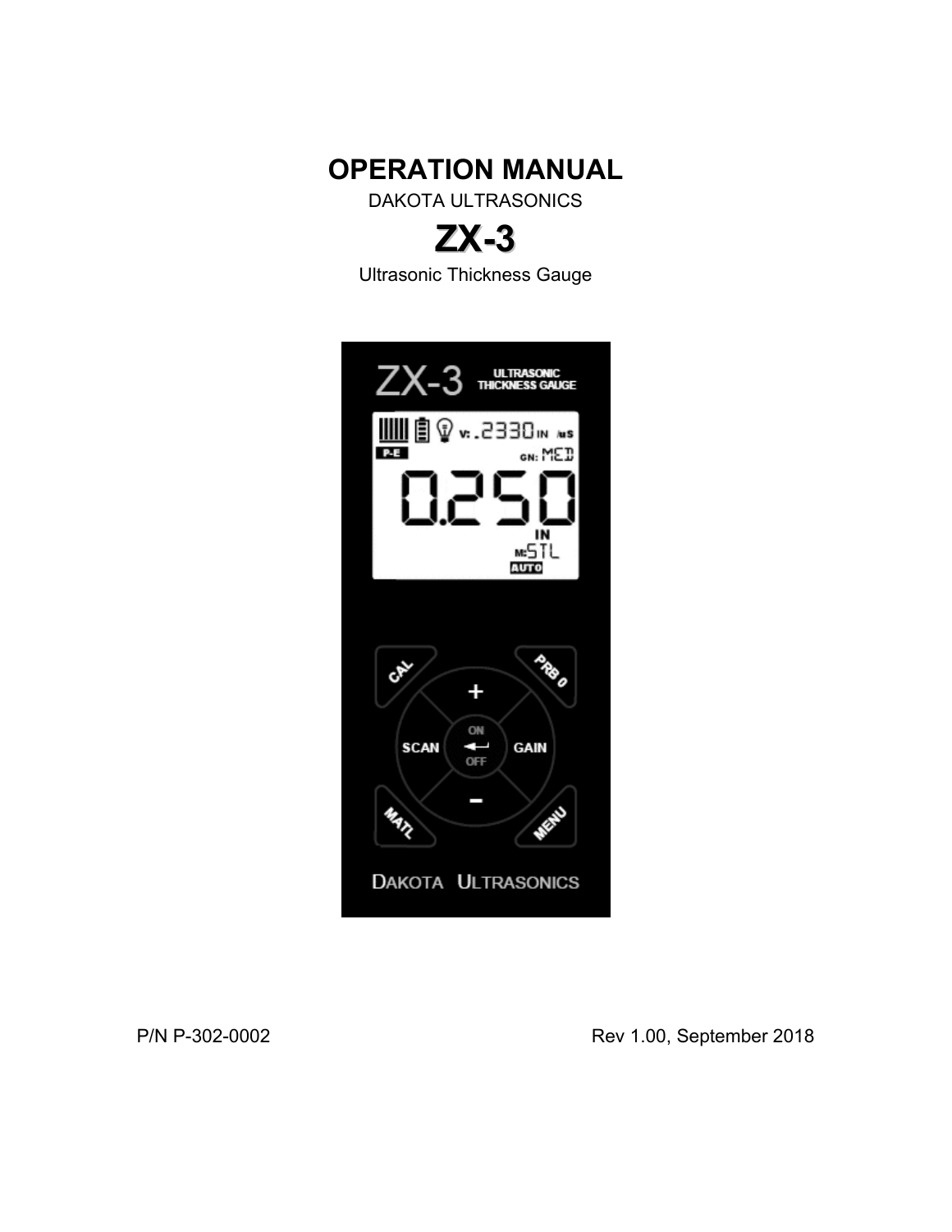# OPERATION MANUAL

DAKOTA ULTRASONICS

## ZX-3

Ultrasonic Thickness Gauge

P/N P-302-0002

Rev 1.00, September 2018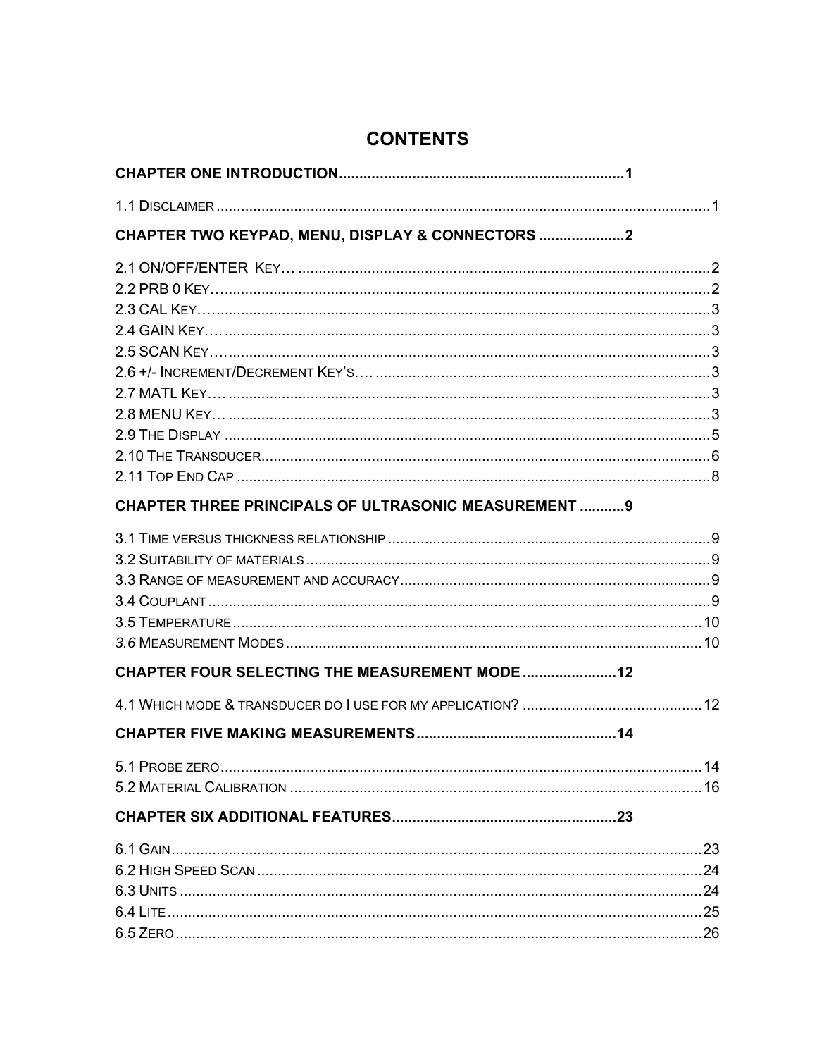# CONTENTS

**CHAPTER ONE INTRODUCTION......................................................................1**

1.1 Disclaimer......................................................................................................................1

**CHAPTER TWO KEYPAD, MENU, DISPLAY & CONNECTORS ....................2**

2.1 ON/OFF/ENTER Key… ......................................................................................2
2.2 PRB 0 Key…......................................................................................................2
2.3 CAL Key…........................................................................................................3
2.4 GAIN Key…. ......................................................................................................3
2.5 SCAN Key…......................................................................................................3
2.6 +/- Increment/Decrement Key's…. .........................................................................3
2.7 MATL Key…. .....................................................................................................3
2.8 MENU Key… .....................................................................................................3
2.9 The Display ........................................................................................................5
2.10 The Transducer..................................................................................................6
2.11 Top End Cap .....................................................................................................8

**CHAPTER THREE PRINCIPALS OF ULTRASONIC MEASUREMENT ...........9**

3.1 Time versus thickness relationship ............................................................................9
3.2 Suitability of materials ...........................................................................................9
3.3 Range of measurement and accuracy...........................................................................9
3.4 Couplant ............................................................................................................9
3.5 Temperature .......................................................................................................10
*3.6* Measurement Modes ............................................................................................10

**CHAPTER FOUR SELECTING THE MEASUREMENT MODE .......................12**

4.1 Which mode & transducer do I use for my application? ............................................12

**CHAPTER FIVE MAKING MEASUREMENTS.................................................14**

5.1 Probe zero..........................................................................................................14
5.2 Material Calibration .............................................................................................16

**CHAPTER SIX ADDITIONAL FEATURES.......................................................23**

6.1 Gain..................................................................................................................23
6.2 High Speed Scan ..................................................................................................24
6.3 Units .................................................................................................................24
6.4 Lite ...................................................................................................................25
6.5 Zero ..................................................................................................................26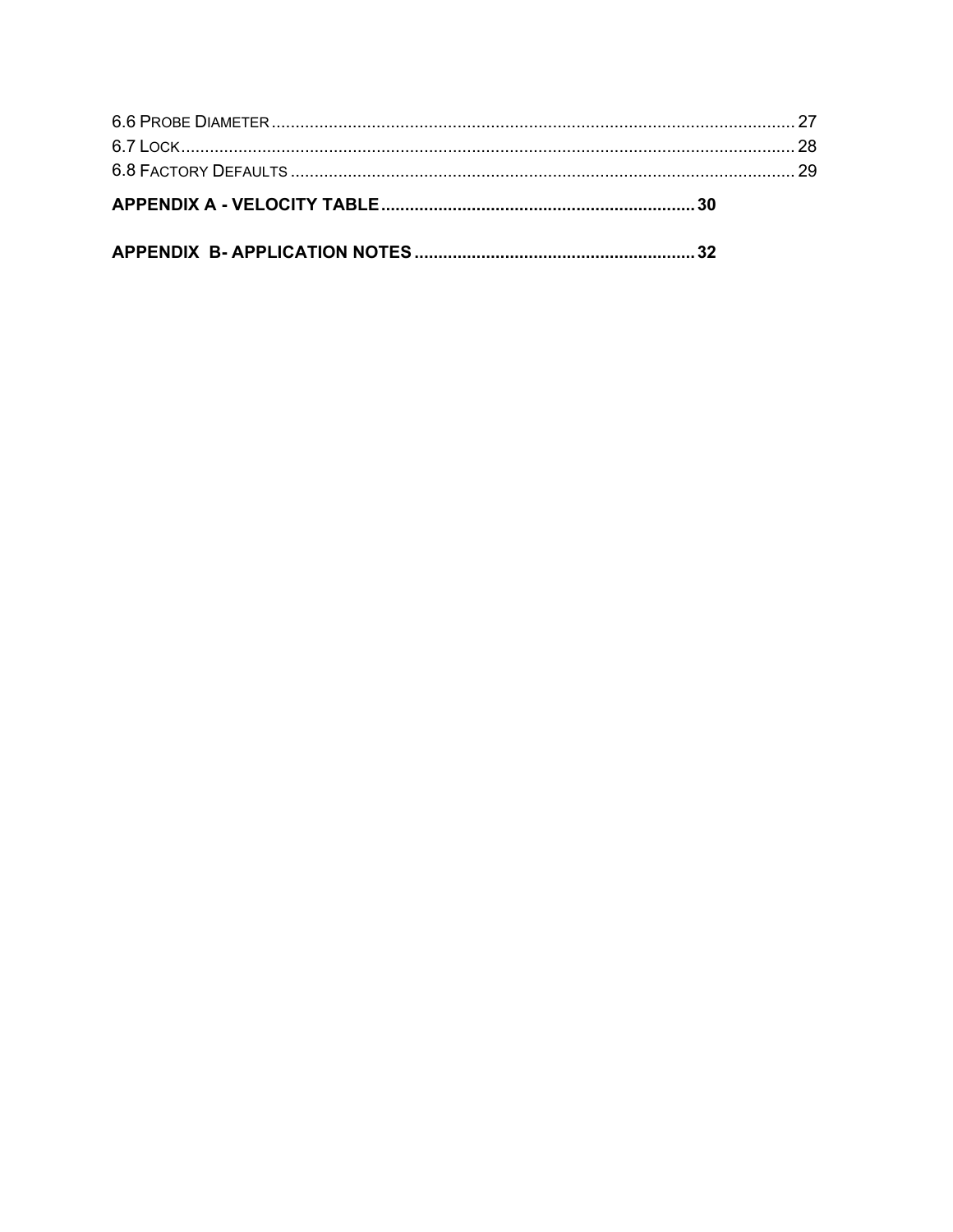6.6 PROBE DIAMETER ........................................................................................................................ 27
6.7 LOCK ............................................................................................................................................ 28
6.8 FACTORY DEFAULTS ..................................................................................................................... 29

**APPENDIX A - VELOCITY TABLE ................................................................ 30**

**APPENDIX B- APPLICATION NOTES ......................................................... 32**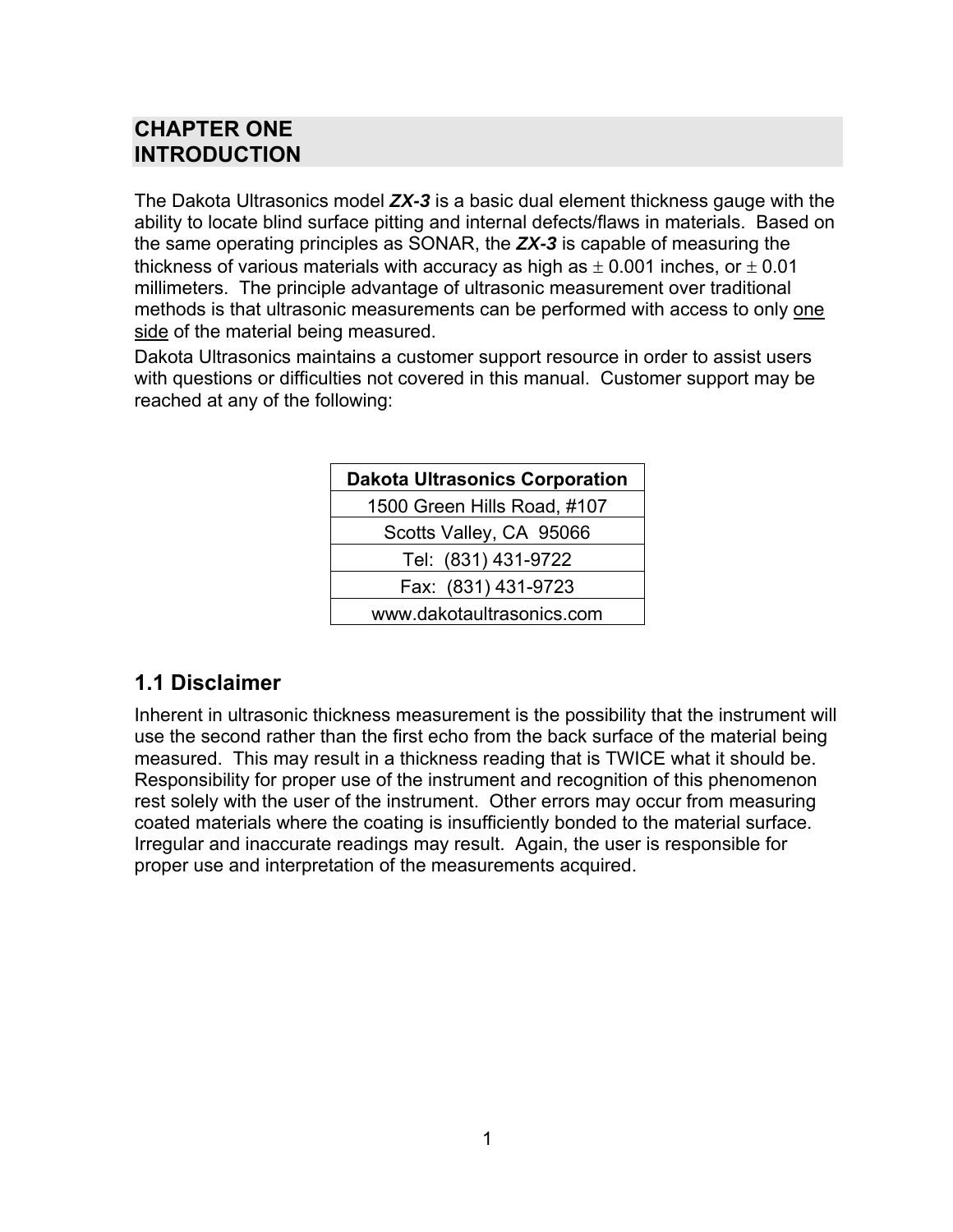# CHAPTER ONE INTRODUCTION

The Dakota Ultrasonics model ***ZX-3*** is a basic dual element thickness gauge with the ability to locate blind surface pitting and internal defects/flaws in materials. Based on the same operating principles as SONAR, the ***ZX-3*** is capable of measuring the thickness of various materials with accuracy as high as ± 0.001 inches, or ± 0.01 millimeters. The principle advantage of ultrasonic measurement over traditional methods is that ultrasonic measurements can be performed with access to only <u>one side</u> of the material being measured.

Dakota Ultrasonics maintains a customer support resource in order to assist users with questions or difficulties not covered in this manual. Customer support may be reached at any of the following:

| **Dakota Ultrasonics Corporation** |
| --- |
| 1500 Green Hills Road, #107 |
| Scotts Valley, CA 95066 |
| Tel: (831) 431-9722 |
| Fax: (831) 431-9723 |
| www.dakotaultrasonics.com |

## 1.1 Disclaimer

Inherent in ultrasonic thickness measurement is the possibility that the instrument will use the second rather than the first echo from the back surface of the material being measured. This may result in a thickness reading that is TWICE what it should be. Responsibility for proper use of the instrument and recognition of this phenomenon rest solely with the user of the instrument. Other errors may occur from measuring coated materials where the coating is insufficiently bonded to the material surface. Irregular and inaccurate readings may result. Again, the user is responsible for proper use and interpretation of the measurements acquired.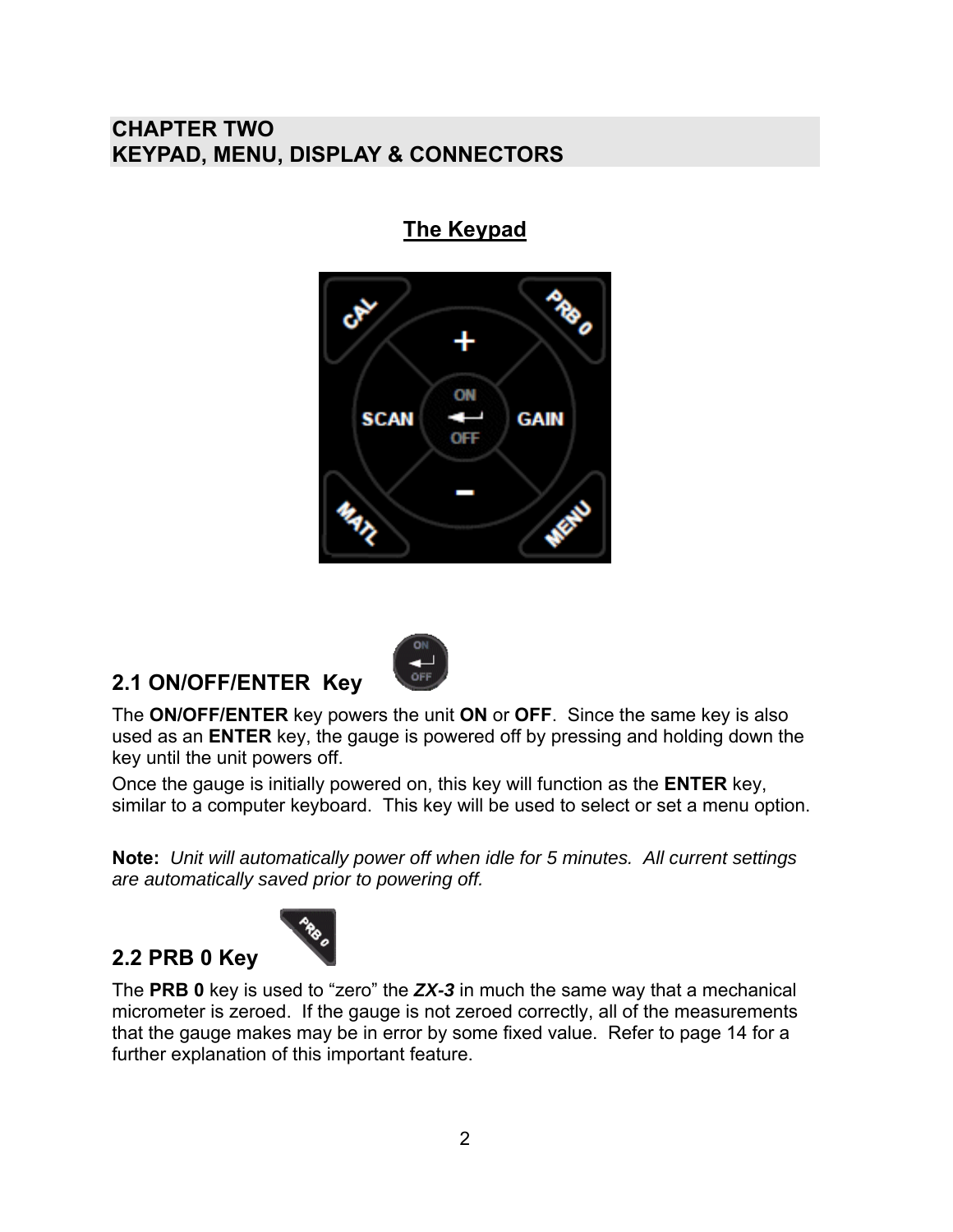# CHAPTER TWO
# KEYPAD, MENU, DISPLAY & CONNECTORS

## The Keypad

### 2.1 ON/OFF/ENTER Key

The **ON/OFF/ENTER** key powers the unit **ON** or **OFF**. Since the same key is also used as an **ENTER** key, the gauge is powered off by pressing and holding down the key until the unit powers off.

Once the gauge is initially powered on, this key will function as the **ENTER** key, similar to a computer keyboard. This key will be used to select or set a menu option.

**Note:** *Unit will automatically power off when idle for 5 minutes. All current settings are automatically saved prior to powering off.*

### 2.2 PRB 0 Key

The **PRB 0** key is used to "zero" the ***ZX-3*** in much the same way that a mechanical micrometer is zeroed. If the gauge is not zeroed correctly, all of the measurements that the gauge makes may be in error by some fixed value. Refer to page 14 for a further explanation of this important feature.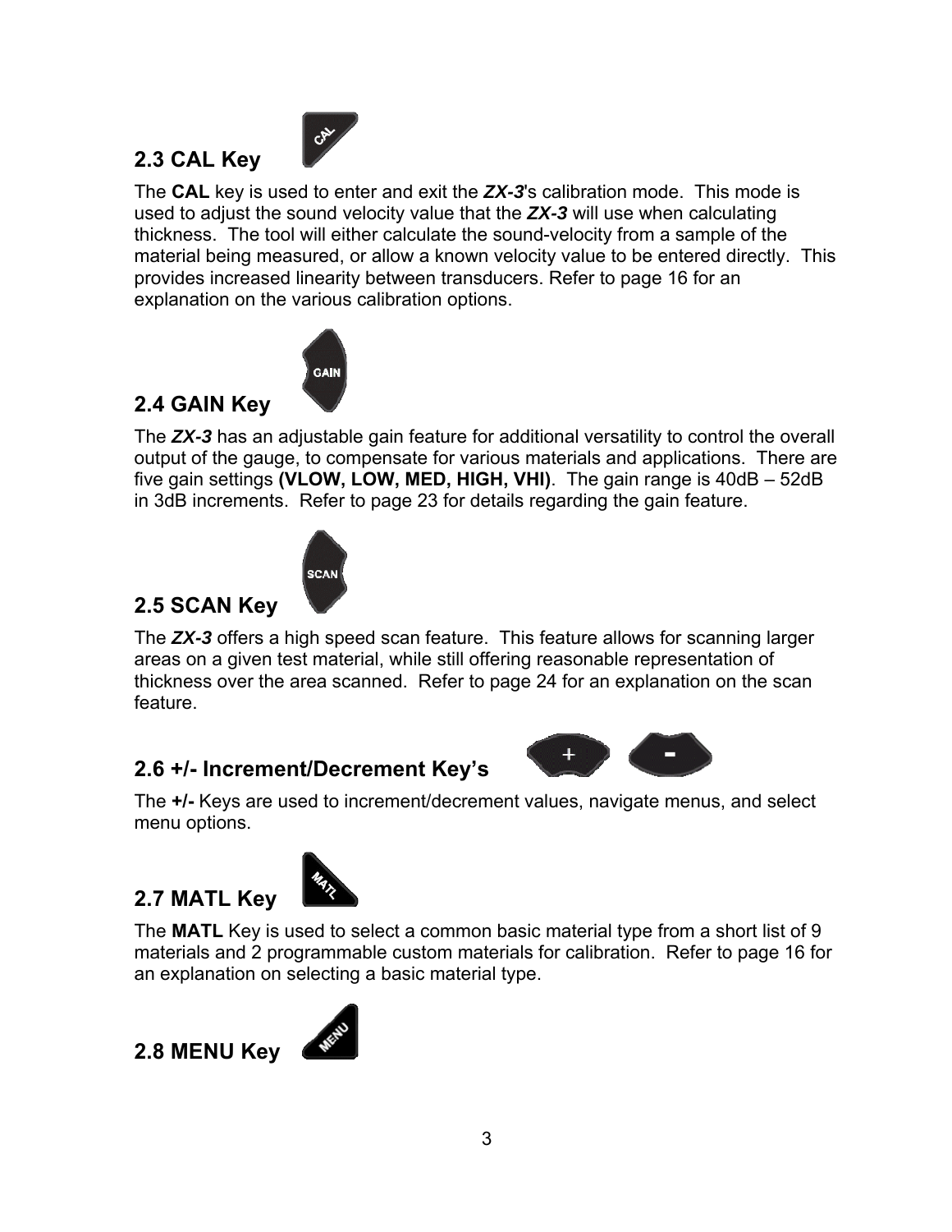## 2.3 CAL Key

The **CAL** key is used to enter and exit the ***ZX-3***'s calibration mode. This mode is used to adjust the sound velocity value that the ***ZX-3*** will use when calculating thickness. The tool will either calculate the sound-velocity from a sample of the material being measured, or allow a known velocity value to be entered directly. This provides increased linearity between transducers. Refer to page 16 for an explanation on the various calibration options.

## 2.4 GAIN Key

The ***ZX-3*** has an adjustable gain feature for additional versatility to control the overall output of the gauge, to compensate for various materials and applications. There are five gain settings **(VLOW, LOW, MED, HIGH, VHI)**. The gain range is 40dB – 52dB in 3dB increments. Refer to page 23 for details regarding the gain feature.

## 2.5 SCAN Key

The ***ZX-3*** offers a high speed scan feature. This feature allows for scanning larger areas on a given test material, while still offering reasonable representation of thickness over the area scanned. Refer to page 24 for an explanation on the scan feature.

## 2.6 +/- Increment/Decrement Key's

The **+/-** Keys are used to increment/decrement values, navigate menus, and select menu options.

## 2.7 MATL Key

The **MATL** Key is used to select a common basic material type from a short list of 9 materials and 2 programmable custom materials for calibration. Refer to page 16 for an explanation on selecting a basic material type.

## 2.8 MENU Key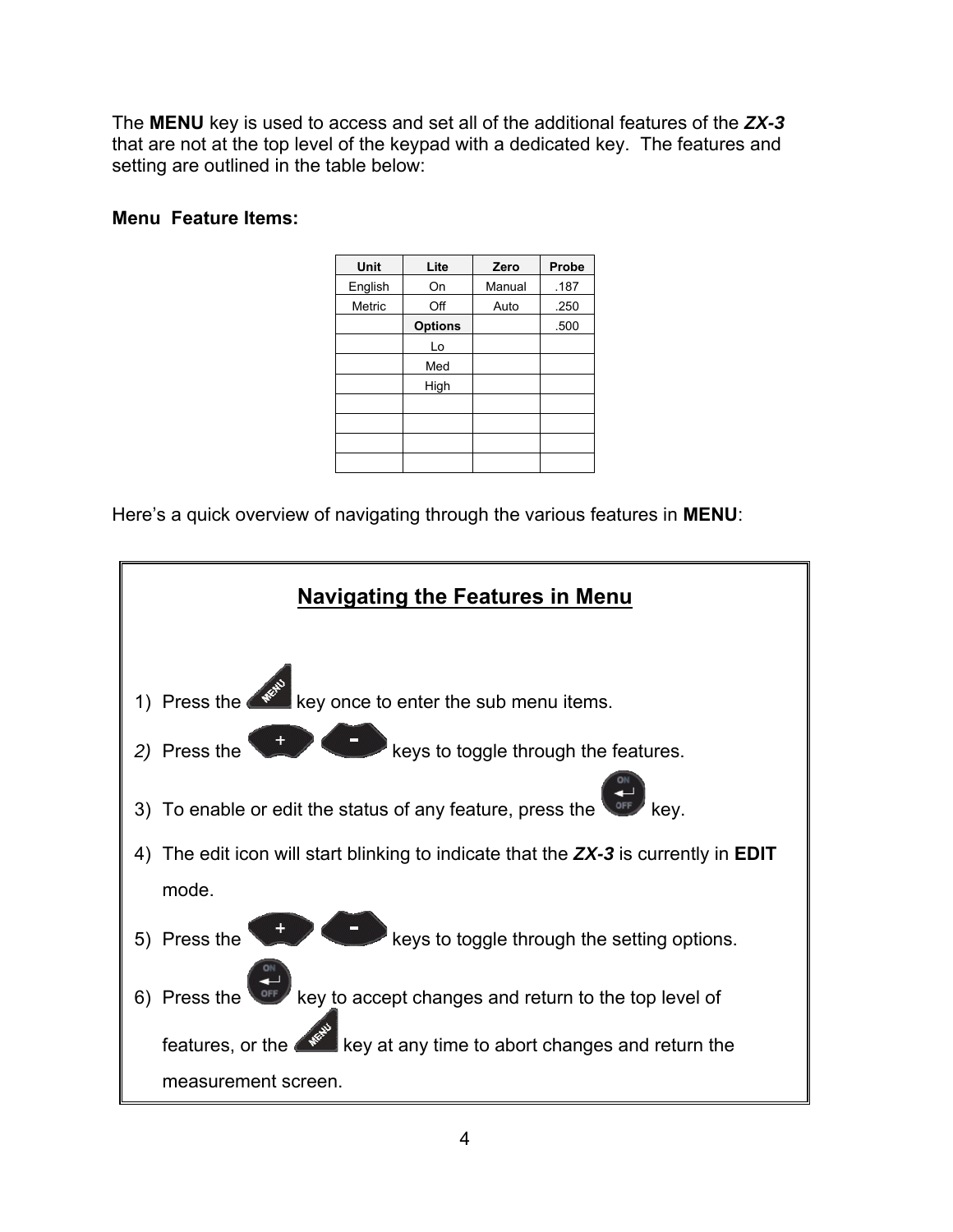The **MENU** key is used to access and set all of the additional features of the ***ZX-3*** that are not at the top level of the keypad with a dedicated key. The features and setting are outlined in the table below:

**Menu Feature Items:**

| Unit | Lite | Zero | Probe |
|---|---|---|---|
| English | On | Manual | .187 |
| Metric | Off | Auto | .250 |
| | **Options** | | .500 |
| | Lo | | |
| | Med | | |
| | High | | |
| | | | |
| | | | |
| | | | |
| | | | |

Here's a quick overview of navigating through the various features in **MENU**:

## Navigating the Features in Menu

1) Press the MENU key once to enter the sub menu items.
2) *Press the* + - keys to toggle through the features.
3) To enable or edit the status of any feature, press the ON/OFF key.
4) The edit icon will start blinking to indicate that the ***ZX-3*** is currently in **EDIT** mode.
5) Press the + - keys to toggle through the setting options.
6) Press the ON/OFF key to accept changes and return to the top level of features, or the MENU key at any time to abort changes and return the measurement screen.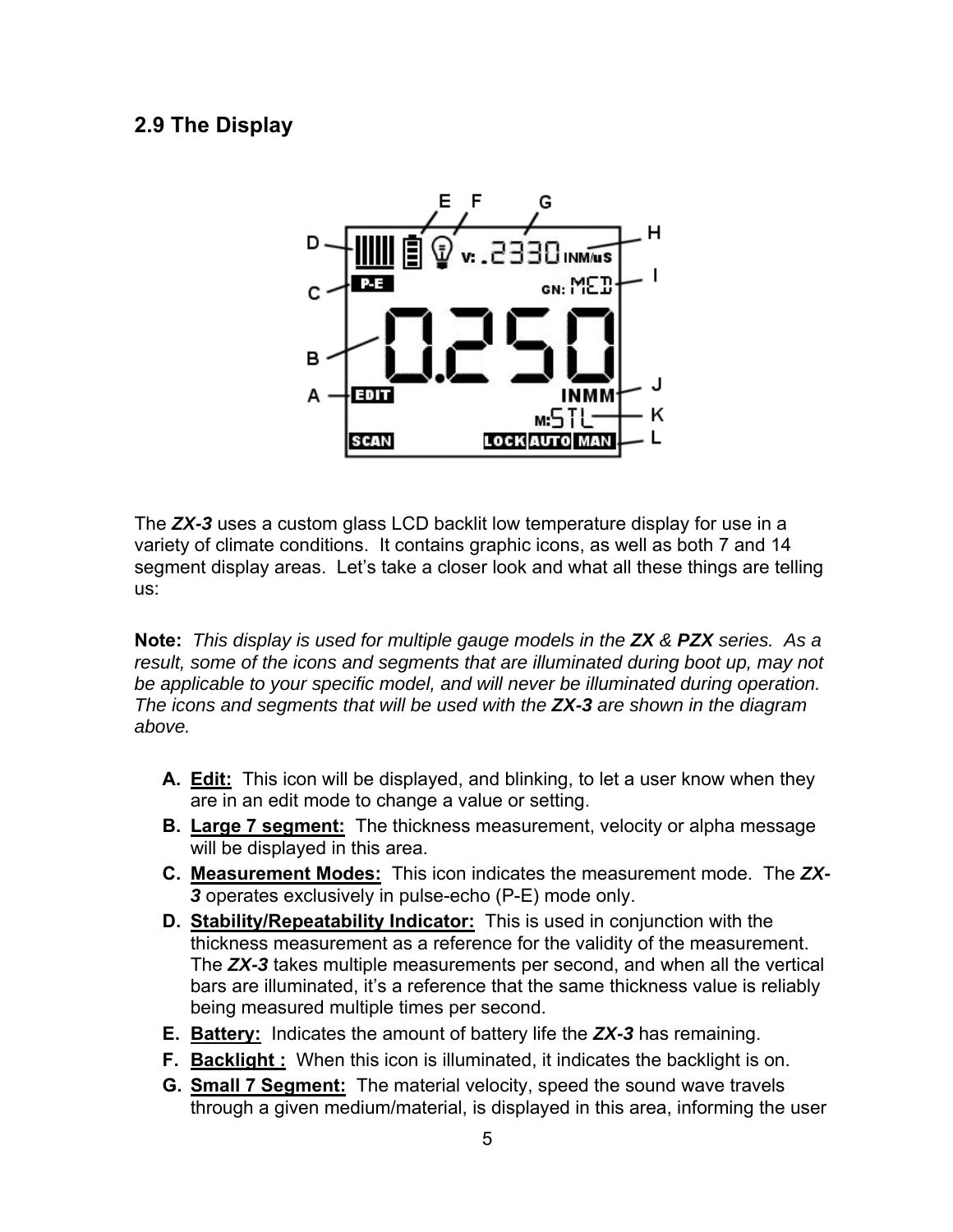## 2.9 The Display

The ***ZX-3*** uses a custom glass LCD backlit low temperature display for use in a variety of climate conditions. It contains graphic icons, as well as both 7 and 14 segment display areas. Let's take a closer look and what all these things are telling us:

**Note:** *This display is used for multiple gauge models in the **ZX** & **PZX** series. As a result, some of the icons and segments that are illuminated during boot up, may not be applicable to your specific model, and will never be illuminated during operation. The icons and segments that will be used with the **ZX-3** are shown in the diagram above.*

- **A.** **Edit:** This icon will be displayed, and blinking, to let a user know when they are in an edit mode to change a value or setting.
- **B.** **Large 7 segment:** The thickness measurement, velocity or alpha message will be displayed in this area.
- **C.** **Measurement Modes:** This icon indicates the measurement mode. The ***ZX-3*** operates exclusively in pulse-echo (P-E) mode only.
- **D.** **Stability/Repeatability Indicator:** This is used in conjunction with the thickness measurement as a reference for the validity of the measurement. The ***ZX-3*** takes multiple measurements per second, and when all the vertical bars are illuminated, it's a reference that the same thickness value is reliably being measured multiple times per second.
- **E.** **Battery:** Indicates the amount of battery life the ***ZX-3*** has remaining.
- **F.** **Backlight :** When this icon is illuminated, it indicates the backlight is on.
- **G.** **Small 7 Segment:** The material velocity, speed the sound wave travels through a given medium/material, is displayed in this area, informing the user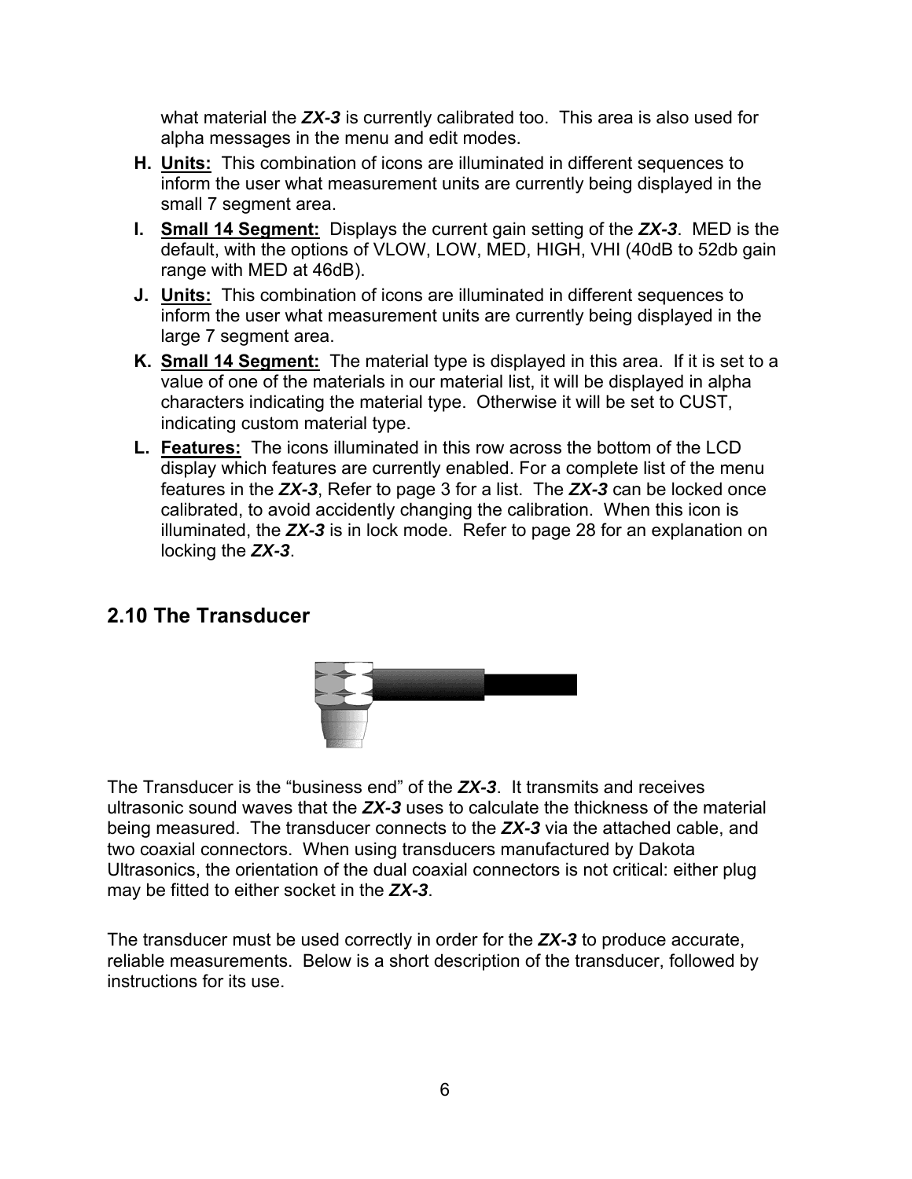what material the ***ZX-3*** is currently calibrated too. This area is also used for alpha messages in the menu and edit modes.

**H.** **<u>Units:</u>** This combination of icons are illuminated in different sequences to inform the user what measurement units are currently being displayed in the small 7 segment area.

**I.** **<u>Small 14 Segment:</u>** Displays the current gain setting of the ***ZX-3***. MED is the default, with the options of VLOW, LOW, MED, HIGH, VHI (40dB to 52db gain range with MED at 46dB).

**J.** **<u>Units:</u>** This combination of icons are illuminated in different sequences to inform the user what measurement units are currently being displayed in the large 7 segment area.

**K.** **<u>Small 14 Segment:</u>** The material type is displayed in this area. If it is set to a value of one of the materials in our material list, it will be displayed in alpha characters indicating the material type. Otherwise it will be set to CUST, indicating custom material type.

**L.** **<u>Features:</u>** The icons illuminated in this row across the bottom of the LCD display which features are currently enabled. For a complete list of the menu features in the ***ZX-3***, Refer to page 3 for a list. The ***ZX-3*** can be locked once calibrated, to avoid accidently changing the calibration. When this icon is illuminated, the ***ZX-3*** is in lock mode. Refer to page 28 for an explanation on locking the ***ZX-3***.

## 2.10 The Transducer

The Transducer is the "business end" of the ***ZX-3***. It transmits and receives ultrasonic sound waves that the ***ZX-3*** uses to calculate the thickness of the material being measured. The transducer connects to the ***ZX-3*** via the attached cable, and two coaxial connectors. When using transducers manufactured by Dakota Ultrasonics, the orientation of the dual coaxial connectors is not critical: either plug may be fitted to either socket in the ***ZX-3***.

The transducer must be used correctly in order for the ***ZX-3*** to produce accurate, reliable measurements. Below is a short description of the transducer, followed by instructions for its use.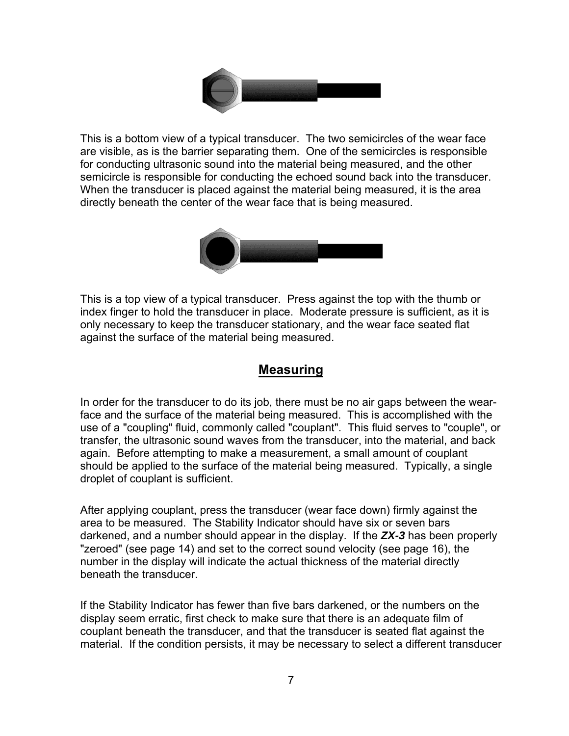This is a bottom view of a typical transducer. The two semicircles of the wear face are visible, as is the barrier separating them. One of the semicircles is responsible for conducting ultrasonic sound into the material being measured, and the other semicircle is responsible for conducting the echoed sound back into the transducer. When the transducer is placed against the material being measured, it is the area directly beneath the center of the wear face that is being measured.

This is a top view of a typical transducer. Press against the top with the thumb or index finger to hold the transducer in place. Moderate pressure is sufficient, as it is only necessary to keep the transducer stationary, and the wear face seated flat against the surface of the material being measured.

## Measuring

In order for the transducer to do its job, there must be no air gaps between the wear-face and the surface of the material being measured. This is accomplished with the use of a "coupling" fluid, commonly called "couplant". This fluid serves to "couple", or transfer, the ultrasonic sound waves from the transducer, into the material, and back again. Before attempting to make a measurement, a small amount of couplant should be applied to the surface of the material being measured. Typically, a single droplet of couplant is sufficient.

After applying couplant, press the transducer (wear face down) firmly against the area to be measured. The Stability Indicator should have six or seven bars darkened, and a number should appear in the display. If the ***ZX-3*** has been properly "zeroed" (see page 14) and set to the correct sound velocity (see page 16), the number in the display will indicate the actual thickness of the material directly beneath the transducer.

If the Stability Indicator has fewer than five bars darkened, or the numbers on the display seem erratic, first check to make sure that there is an adequate film of couplant beneath the transducer, and that the transducer is seated flat against the material. If the condition persists, it may be necessary to select a different transducer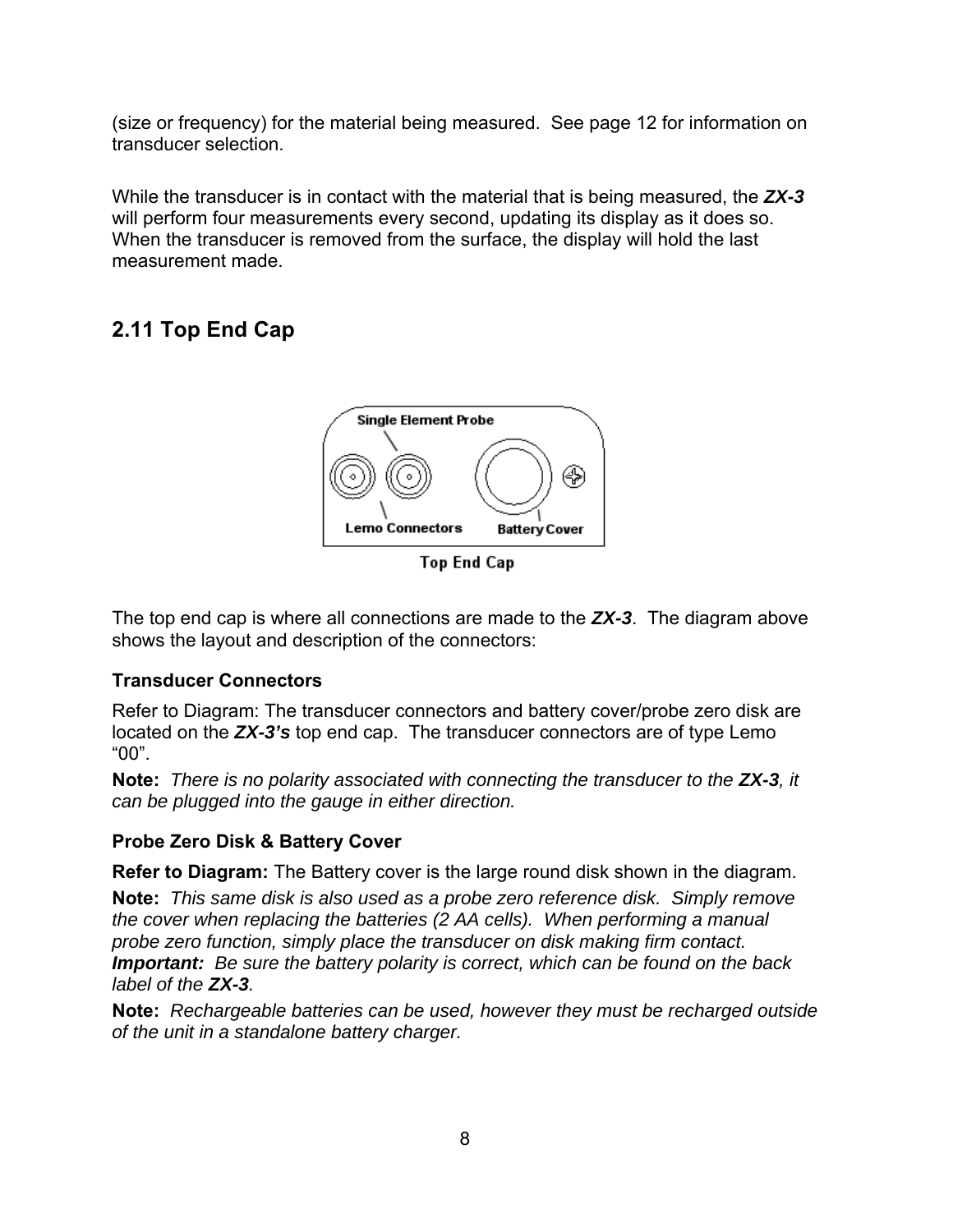(size or frequency) for the material being measured.  See page 12 for information on transducer selection.

While the transducer is in contact with the material that is being measured, the ***ZX-3*** will perform four measurements every second, updating its display as it does so. When the transducer is removed from the surface, the display will hold the last measurement made.

## 2.11 Top End Cap

Top End Cap

The top end cap is where all connections are made to the ***ZX-3***.  The diagram above shows the layout and description of the connectors:

### Transducer Connectors

Refer to Diagram: The transducer connectors and battery cover/probe zero disk are located on the ***ZX-3's*** top end cap.  The transducer connectors are of type Lemo "00".

**Note:** *There is no polarity associated with connecting the transducer to the **ZX-3**, it can be plugged into the gauge in either direction.*

### Probe Zero Disk & Battery Cover

**Refer to Diagram:** The Battery cover is the large round disk shown in the diagram.

**Note:** *This same disk is also used as a probe zero reference disk.  Simply remove the cover when replacing the batteries (2 AA cells).  When performing a manual probe zero function, simply place the transducer on disk making firm contact.*
***Important:*** *Be sure the battery polarity is correct, which can be found on the back label of the **ZX-3**.*

**Note:** *Rechargeable batteries can be used, however they must be recharged outside of the unit in a standalone battery charger.*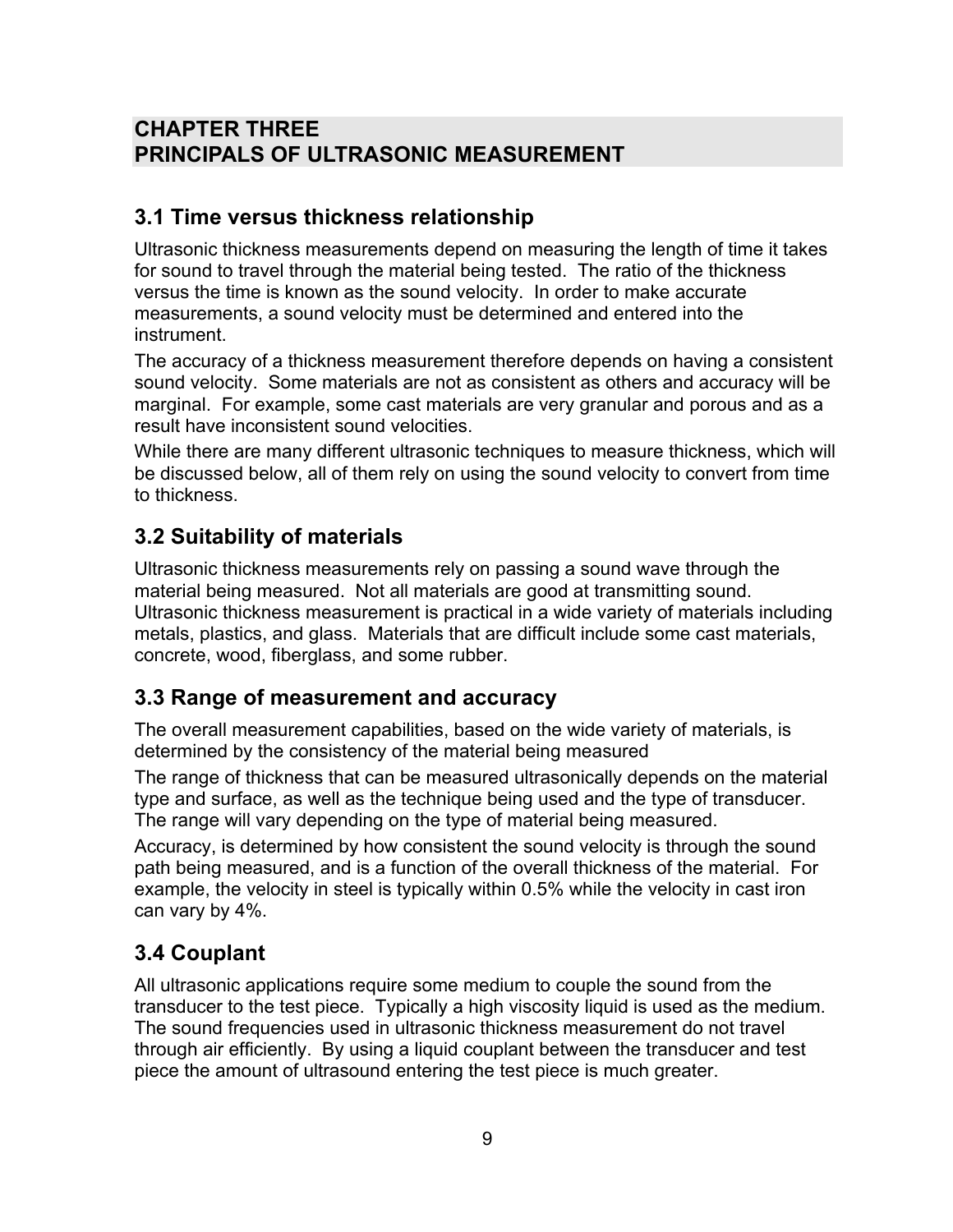# CHAPTER THREE
# PRINCIPALS OF ULTRASONIC MEASUREMENT

## 3.1 Time versus thickness relationship

Ultrasonic thickness measurements depend on measuring the length of time it takes for sound to travel through the material being tested. The ratio of the thickness versus the time is known as the sound velocity. In order to make accurate measurements, a sound velocity must be determined and entered into the instrument.

The accuracy of a thickness measurement therefore depends on having a consistent sound velocity. Some materials are not as consistent as others and accuracy will be marginal. For example, some cast materials are very granular and porous and as a result have inconsistent sound velocities.

While there are many different ultrasonic techniques to measure thickness, which will be discussed below, all of them rely on using the sound velocity to convert from time to thickness.

## 3.2 Suitability of materials

Ultrasonic thickness measurements rely on passing a sound wave through the material being measured. Not all materials are good at transmitting sound. Ultrasonic thickness measurement is practical in a wide variety of materials including metals, plastics, and glass. Materials that are difficult include some cast materials, concrete, wood, fiberglass, and some rubber.

## 3.3 Range of measurement and accuracy

The overall measurement capabilities, based on the wide variety of materials, is determined by the consistency of the material being measured

The range of thickness that can be measured ultrasonically depends on the material type and surface, as well as the technique being used and the type of transducer. The range will vary depending on the type of material being measured.

Accuracy, is determined by how consistent the sound velocity is through the sound path being measured, and is a function of the overall thickness of the material. For example, the velocity in steel is typically within 0.5% while the velocity in cast iron can vary by 4%.

## 3.4 Couplant

All ultrasonic applications require some medium to couple the sound from the transducer to the test piece. Typically a high viscosity liquid is used as the medium. The sound frequencies used in ultrasonic thickness measurement do not travel through air efficiently. By using a liquid couplant between the transducer and test piece the amount of ultrasound entering the test piece is much greater.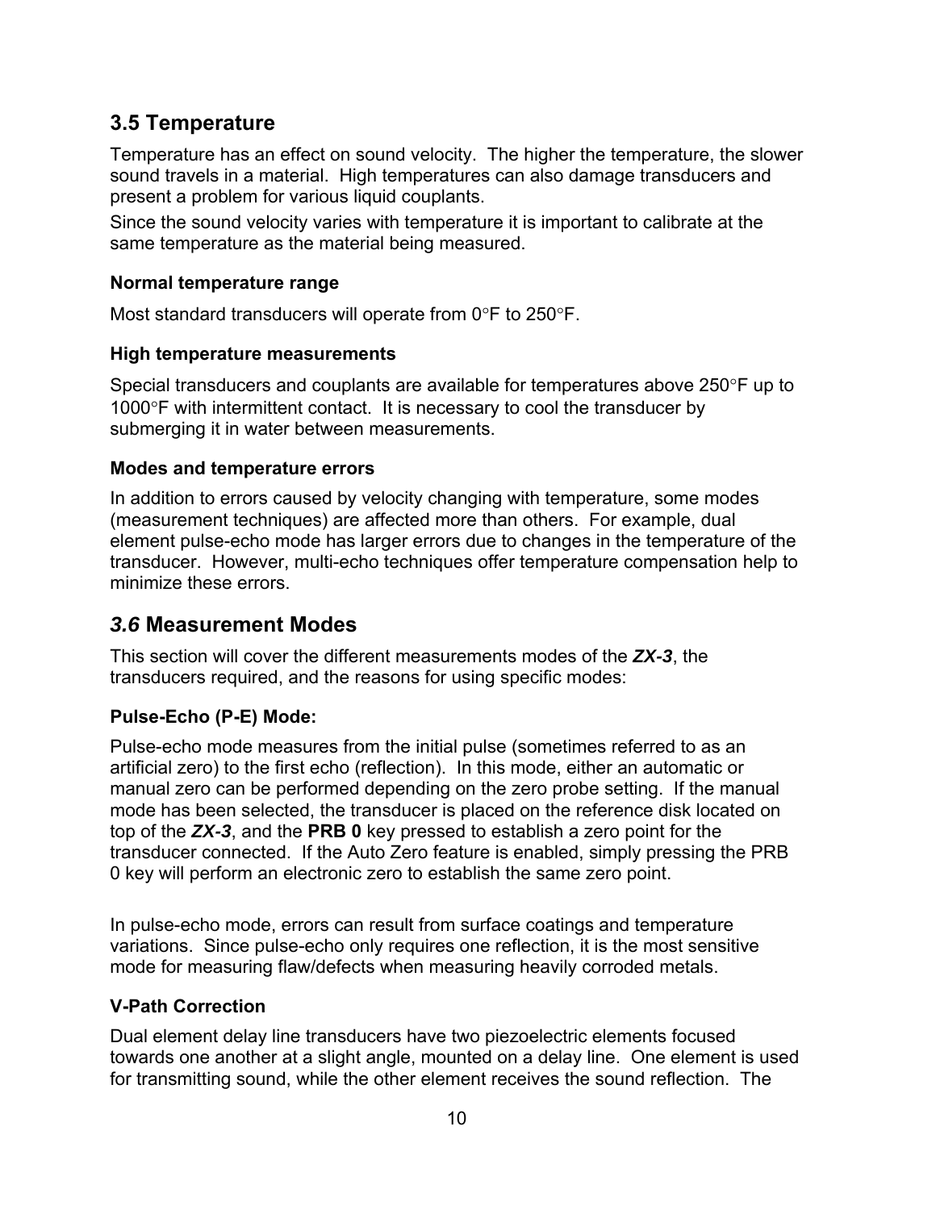## 3.5 Temperature

Temperature has an effect on sound velocity. The higher the temperature, the slower sound travels in a material. High temperatures can also damage transducers and present a problem for various liquid couplants.

Since the sound velocity varies with temperature it is important to calibrate at the same temperature as the material being measured.

### Normal temperature range

Most standard transducers will operate from 0°F to 250°F.

### High temperature measurements

Special transducers and couplants are available for temperatures above 250°F up to 1000°F with intermittent contact. It is necessary to cool the transducer by submerging it in water between measurements.

### Modes and temperature errors

In addition to errors caused by velocity changing with temperature, some modes (measurement techniques) are affected more than others. For example, dual element pulse-echo mode has larger errors due to changes in the temperature of the transducer. However, multi-echo techniques offer temperature compensation help to minimize these errors.

## *3.6* Measurement Modes

This section will cover the different measurements modes of the ***ZX-3***, the transducers required, and the reasons for using specific modes:

### Pulse-Echo (P-E) Mode:

Pulse-echo mode measures from the initial pulse (sometimes referred to as an artificial zero) to the first echo (reflection). In this mode, either an automatic or manual zero can be performed depending on the zero probe setting. If the manual mode has been selected, the transducer is placed on the reference disk located on top of the ***ZX-3***, and the **PRB 0** key pressed to establish a zero point for the transducer connected. If the Auto Zero feature is enabled, simply pressing the PRB 0 key will perform an electronic zero to establish the same zero point.

In pulse-echo mode, errors can result from surface coatings and temperature variations. Since pulse-echo only requires one reflection, it is the most sensitive mode for measuring flaw/defects when measuring heavily corroded metals.

### V-Path Correction

Dual element delay line transducers have two piezoelectric elements focused towards one another at a slight angle, mounted on a delay line. One element is used for transmitting sound, while the other element receives the sound reflection. The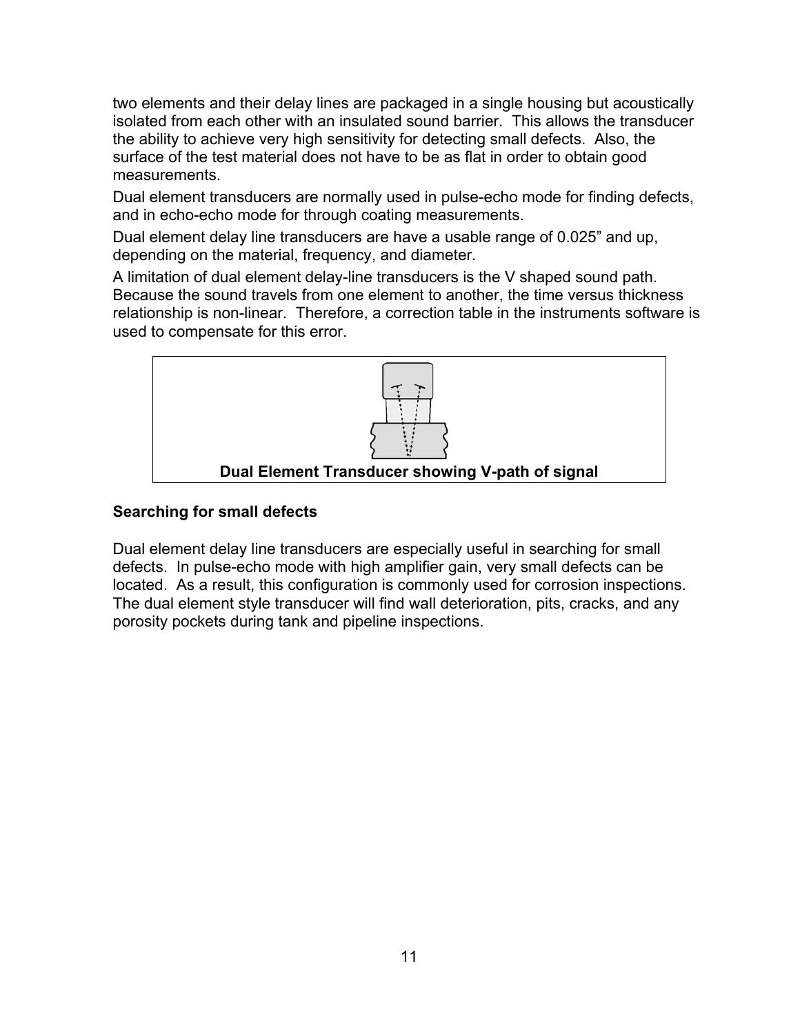two elements and their delay lines are packaged in a single housing but acoustically isolated from each other with an insulated sound barrier. This allows the transducer the ability to achieve very high sensitivity for detecting small defects. Also, the surface of the test material does not have to be as flat in order to obtain good measurements.

Dual element transducers are normally used in pulse-echo mode for finding defects, and in echo-echo mode for through coating measurements.

Dual element delay line transducers are have a usable range of 0.025" and up, depending on the material, frequency, and diameter.

A limitation of dual element delay-line transducers is the V shaped sound path. Because the sound travels from one element to another, the time versus thickness relationship is non-linear. Therefore, a correction table in the instruments software is used to compensate for this error.

**Dual Element Transducer showing V-path of signal**

### Searching for small defects

Dual element delay line transducers are especially useful in searching for small defects. In pulse-echo mode with high amplifier gain, very small defects can be located. As a result, this configuration is commonly used for corrosion inspections. The dual element style transducer will find wall deterioration, pits, cracks, and any porosity pockets during tank and pipeline inspections.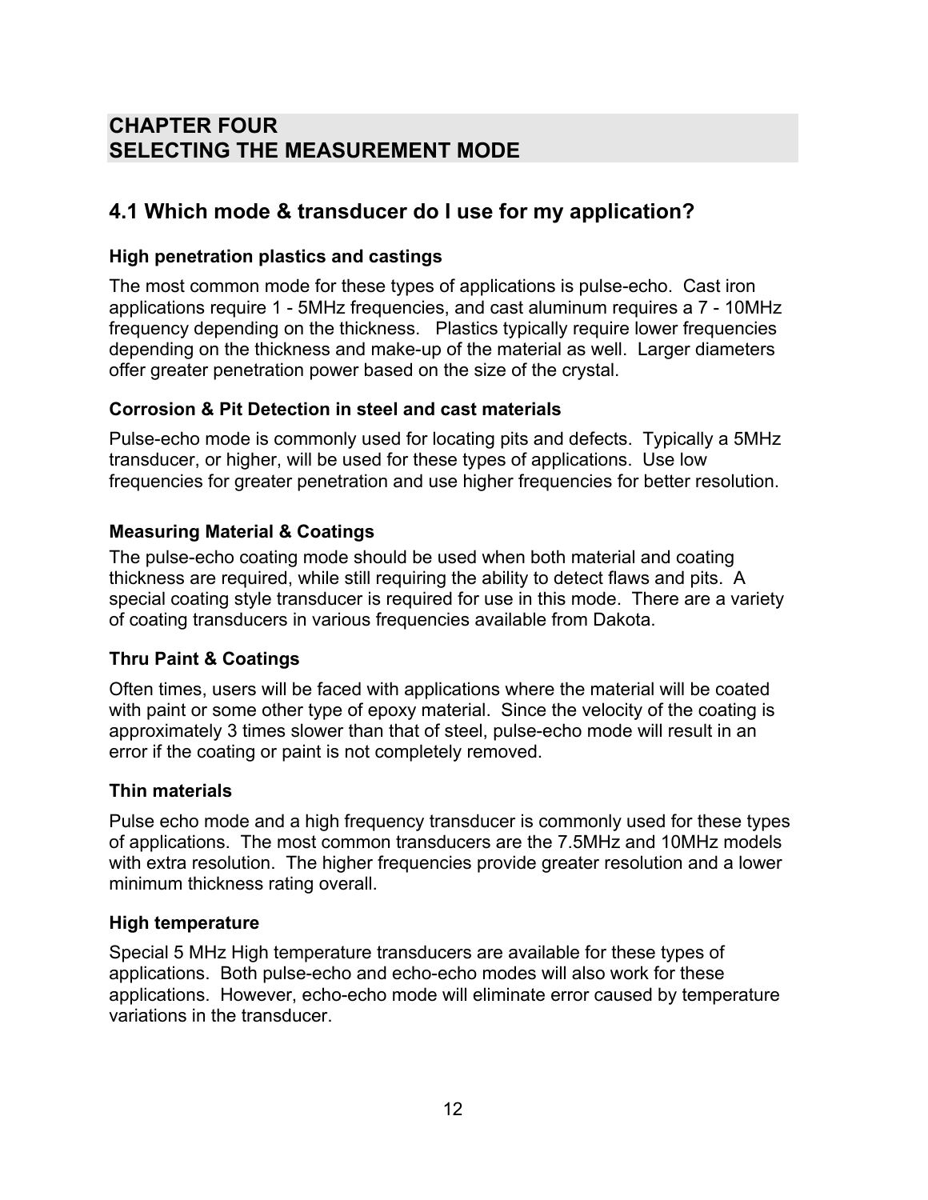# CHAPTER FOUR
# SELECTING THE MEASUREMENT MODE

## 4.1 Which mode & transducer do I use for my application?

### High penetration plastics and castings

The most common mode for these types of applications is pulse-echo. Cast iron applications require 1 - 5MHz frequencies, and cast aluminum requires a 7 - 10MHz frequency depending on the thickness. Plastics typically require lower frequencies depending on the thickness and make-up of the material as well. Larger diameters offer greater penetration power based on the size of the crystal.

### Corrosion & Pit Detection in steel and cast materials

Pulse-echo mode is commonly used for locating pits and defects. Typically a 5MHz transducer, or higher, will be used for these types of applications. Use low frequencies for greater penetration and use higher frequencies for better resolution.

### Measuring Material & Coatings

The pulse-echo coating mode should be used when both material and coating thickness are required, while still requiring the ability to detect flaws and pits. A special coating style transducer is required for use in this mode. There are a variety of coating transducers in various frequencies available from Dakota.

### Thru Paint & Coatings

Often times, users will be faced with applications where the material will be coated with paint or some other type of epoxy material. Since the velocity of the coating is approximately 3 times slower than that of steel, pulse-echo mode will result in an error if the coating or paint is not completely removed.

### Thin materials

Pulse echo mode and a high frequency transducer is commonly used for these types of applications. The most common transducers are the 7.5MHz and 10MHz models with extra resolution. The higher frequencies provide greater resolution and a lower minimum thickness rating overall.

### High temperature

Special 5 MHz High temperature transducers are available for these types of applications. Both pulse-echo and echo-echo modes will also work for these applications. However, echo-echo mode will eliminate error caused by temperature variations in the transducer.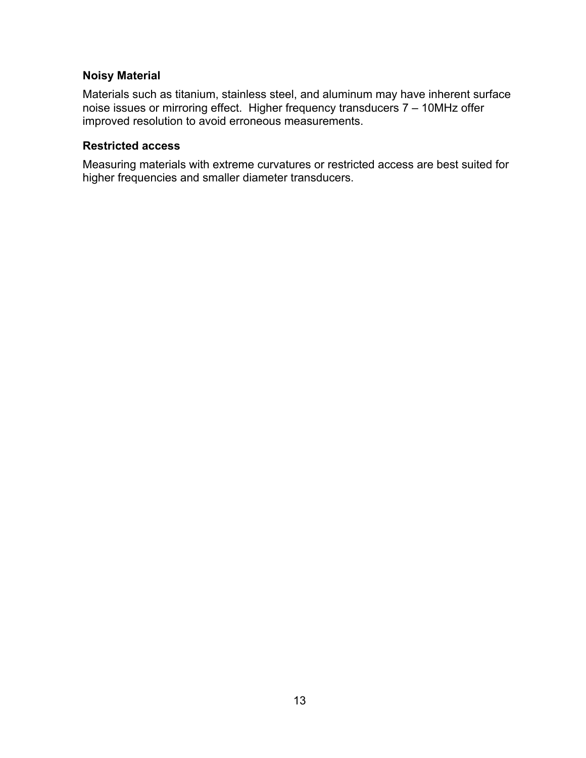### Noisy Material

Materials such as titanium, stainless steel, and aluminum may have inherent surface noise issues or mirroring effect. Higher frequency transducers 7 – 10MHz offer improved resolution to avoid erroneous measurements.

### Restricted access

Measuring materials with extreme curvatures or restricted access are best suited for higher frequencies and smaller diameter transducers.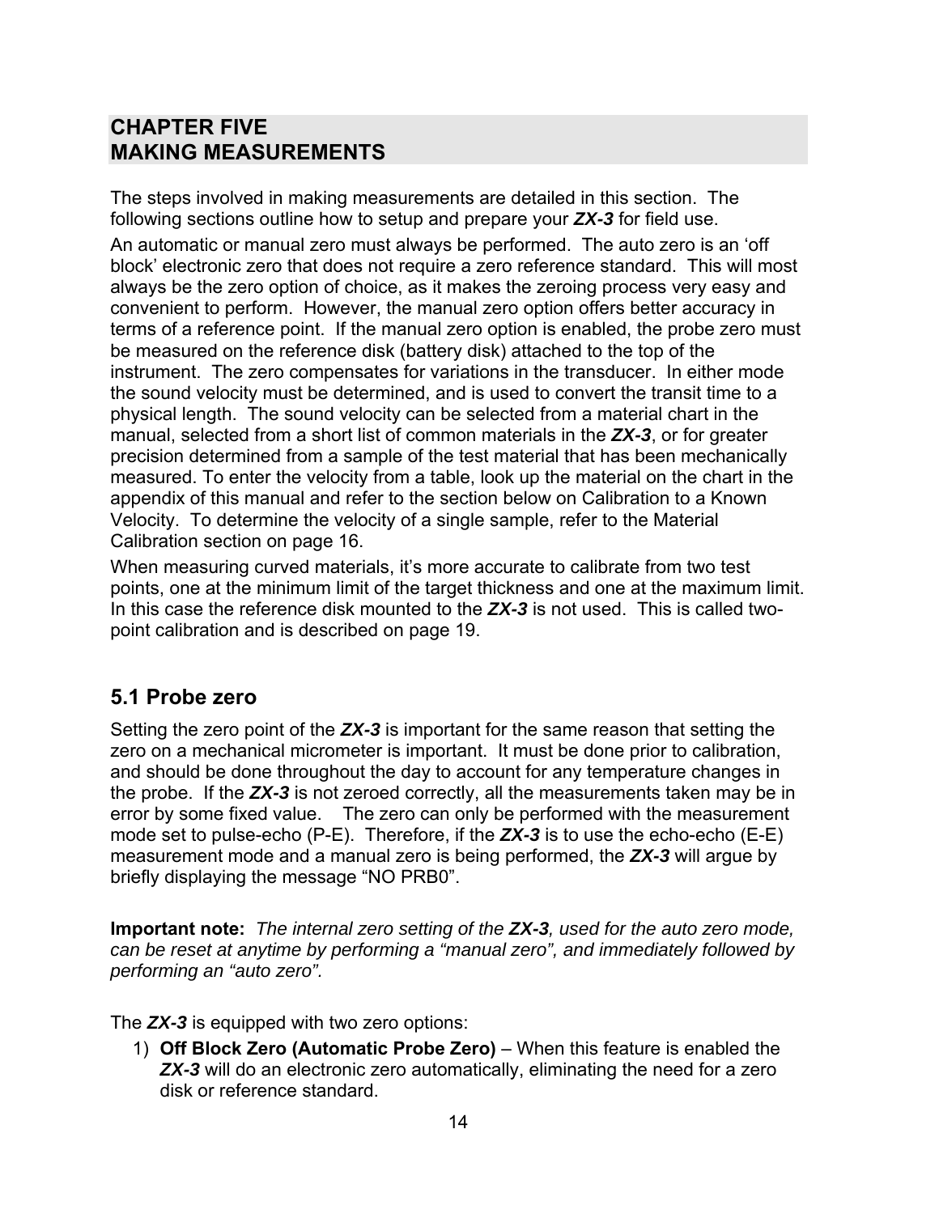# CHAPTER FIVE
# MAKING MEASUREMENTS

The steps involved in making measurements are detailed in this section. The following sections outline how to setup and prepare your ***ZX-3*** for field use.

An automatic or manual zero must always be performed. The auto zero is an 'off block' electronic zero that does not require a zero reference standard. This will most always be the zero option of choice, as it makes the zeroing process very easy and convenient to perform. However, the manual zero option offers better accuracy in terms of a reference point. If the manual zero option is enabled, the probe zero must be measured on the reference disk (battery disk) attached to the top of the instrument. The zero compensates for variations in the transducer. In either mode the sound velocity must be determined, and is used to convert the transit time to a physical length. The sound velocity can be selected from a material chart in the manual, selected from a short list of common materials in the ***ZX-3***, or for greater precision determined from a sample of the test material that has been mechanically measured. To enter the velocity from a table, look up the material on the chart in the appendix of this manual and refer to the section below on Calibration to a Known Velocity. To determine the velocity of a single sample, refer to the Material Calibration section on page 16.

When measuring curved materials, it's more accurate to calibrate from two test points, one at the minimum limit of the target thickness and one at the maximum limit. In this case the reference disk mounted to the ***ZX-3*** is not used. This is called two-point calibration and is described on page 19.

## 5.1 Probe zero

Setting the zero point of the ***ZX-3*** is important for the same reason that setting the zero on a mechanical micrometer is important. It must be done prior to calibration, and should be done throughout the day to account for any temperature changes in the probe. If the ***ZX-3*** is not zeroed correctly, all the measurements taken may be in error by some fixed value. The zero can only be performed with the measurement mode set to pulse-echo (P-E). Therefore, if the ***ZX-3*** is to use the echo-echo (E-E) measurement mode and a manual zero is being performed, the ***ZX-3*** will argue by briefly displaying the message "NO PRB0".

**Important note:** *The internal zero setting of the **ZX-3**, used for the auto zero mode, can be reset at anytime by performing a "manual zero", and immediately followed by performing an "auto zero".*

The ***ZX-3*** is equipped with two zero options:

1) **Off Block Zero (Automatic Probe Zero)** – When this feature is enabled the ***ZX-3*** will do an electronic zero automatically, eliminating the need for a zero disk or reference standard.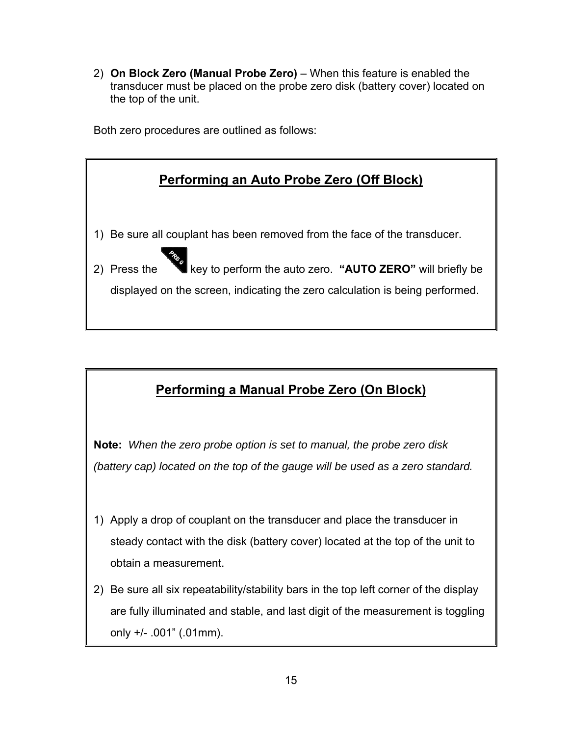2) **On Block Zero (Manual Probe Zero)** – When this feature is enabled the transducer must be placed on the probe zero disk (battery cover) located on the top of the unit.

Both zero procedures are outlined as follows:

## Performing an Auto Probe Zero (Off Block)

1) Be sure all couplant has been removed from the face of the transducer.
2) Press the PRB 0 key to perform the auto zero. **"AUTO ZERO"** will briefly be displayed on the screen, indicating the zero calculation is being performed.

## Performing a Manual Probe Zero (On Block)

**Note:** *When the zero probe option is set to manual, the probe zero disk (battery cap) located on the top of the gauge will be used as a zero standard.*

1) Apply a drop of couplant on the transducer and place the transducer in steady contact with the disk (battery cover) located at the top of the unit to obtain a measurement.
2) Be sure all six repeatability/stability bars in the top left corner of the display are fully illuminated and stable, and last digit of the measurement is toggling only +/- .001" (.01mm).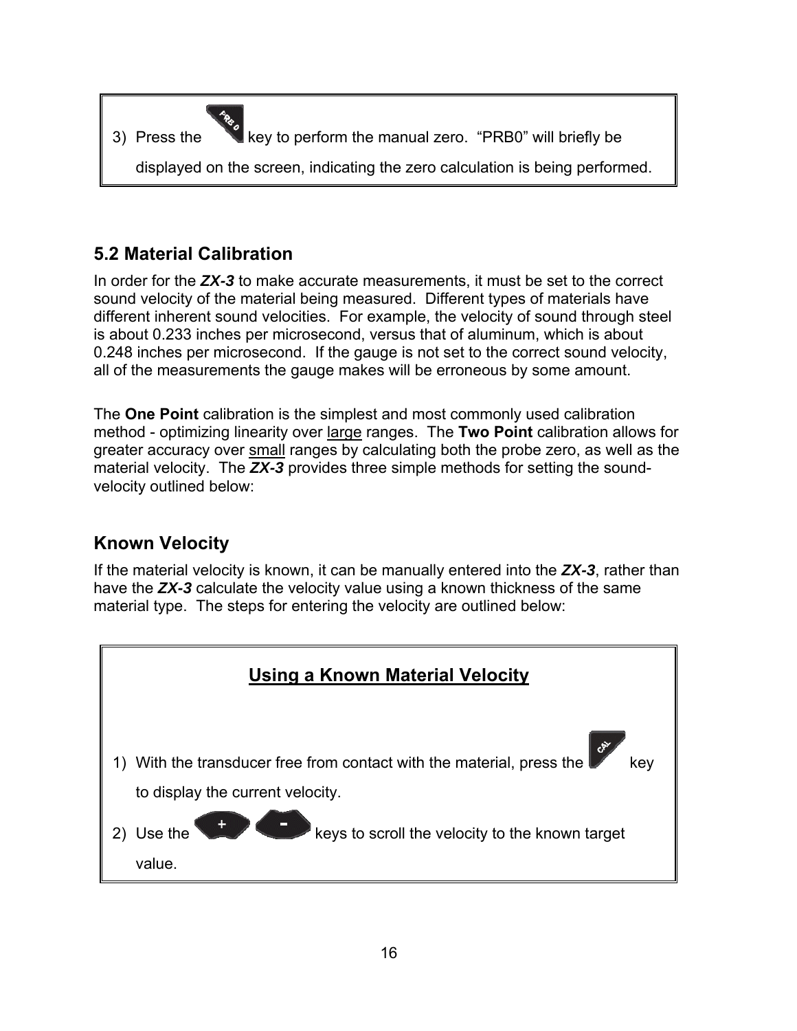3) Press the PRB 0 key to perform the manual zero. “PRB0” will briefly be displayed on the screen, indicating the zero calculation is being performed.

## 5.2 Material Calibration

In order for the ***ZX-3*** to make accurate measurements, it must be set to the correct sound velocity of the material being measured. Different types of materials have different inherent sound velocities. For example, the velocity of sound through steel is about 0.233 inches per microsecond, versus that of aluminum, which is about 0.248 inches per microsecond. If the gauge is not set to the correct sound velocity, all of the measurements the gauge makes will be erroneous by some amount.

The **One Point** calibration is the simplest and most commonly used calibration method - optimizing linearity over <u>large</u> ranges. The **Two Point** calibration allows for greater accuracy over <u>small</u> ranges by calculating both the probe zero, as well as the material velocity. The ***ZX-3*** provides three simple methods for setting the sound-velocity outlined below:

## Known Velocity

If the material velocity is known, it can be manually entered into the ***ZX-3***, rather than have the ***ZX-3*** calculate the velocity value using a known thickness of the same material type. The steps for entering the velocity are outlined below:

### <u>Using a Known Material Velocity</u>

1) With the transducer free from contact with the material, press the CAL key to display the current velocity.
2) Use the + - keys to scroll the velocity to the known target value.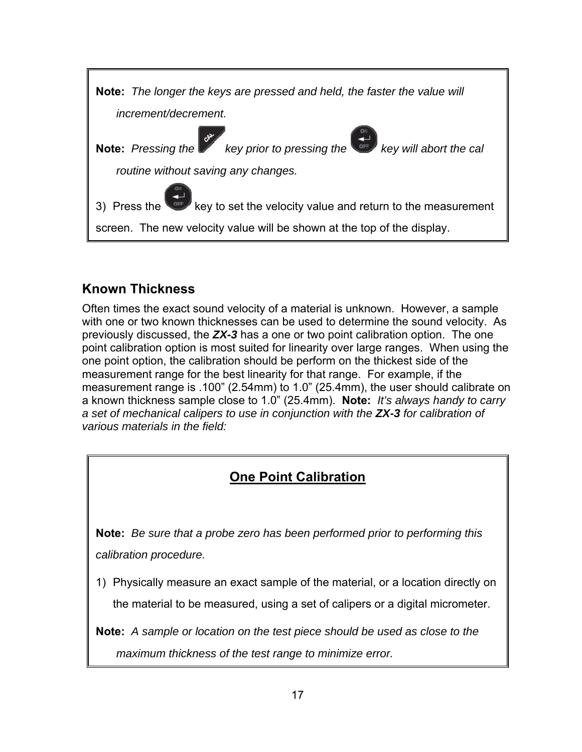**Note:** *The longer the keys are pressed and held, the faster the value will increment/decrement.*

**Note:** *Pressing the CAL key prior to pressing the ON/OFF key will abort the cal routine without saving any changes.*

3) Press the ON/OFF key to set the velocity value and return to the measurement screen. The new velocity value will be shown at the top of the display.

## Known Thickness

Often times the exact sound velocity of a material is unknown. However, a sample with one or two known thicknesses can be used to determine the sound velocity. As previously discussed, the ***ZX-3*** has a one or two point calibration option. The one point calibration option is most suited for linearity over large ranges. When using the one point option, the calibration should be perform on the thickest side of the measurement range for the best linearity for that range. For example, if the measurement range is .100" (2.54mm) to 1.0" (25.4mm), the user should calibrate on a known thickness sample close to 1.0" (25.4mm). **Note:** *It's always handy to carry a set of mechanical calipers to use in conjunction with the **ZX-3** for calibration of various materials in the field:*

### One Point Calibration

**Note:** *Be sure that a probe zero has been performed prior to performing this calibration procedure.*

1) Physically measure an exact sample of the material, or a location directly on the material to be measured, using a set of calipers or a digital micrometer.

**Note:** *A sample or location on the test piece should be used as close to the maximum thickness of the test range to minimize error.*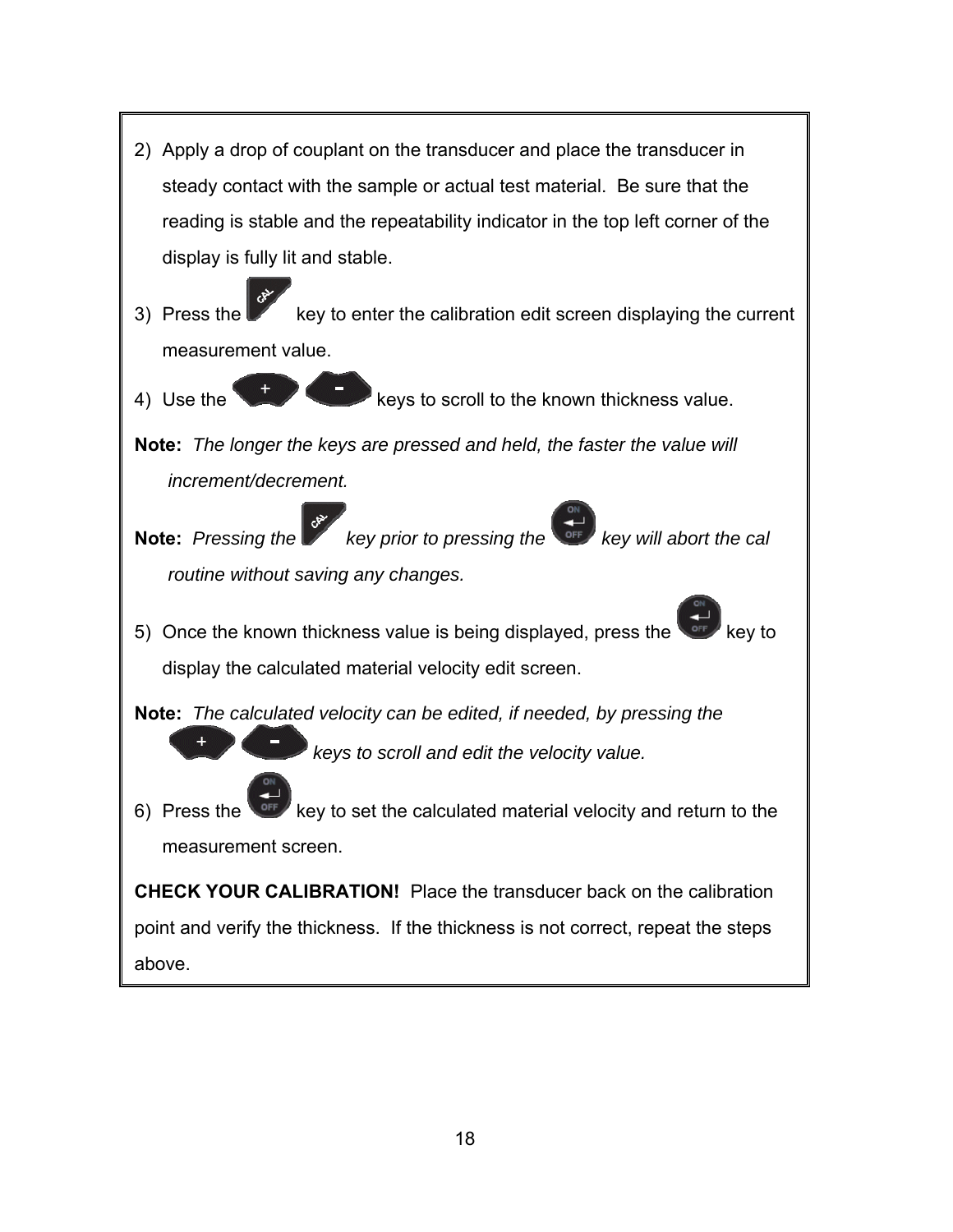2) Apply a drop of couplant on the transducer and place the transducer in steady contact with the sample or actual test material. Be sure that the reading is stable and the repeatability indicator in the top left corner of the display is fully lit and stable.

3) Press the CAL key to enter the calibration edit screen displaying the current measurement value.

4) Use the + - keys to scroll to the known thickness value.

**Note:** *The longer the keys are pressed and held, the faster the value will increment/decrement.*

**Note:** *Pressing the CAL key prior to pressing the ON/OFF key will abort the cal routine without saving any changes.*

5) Once the known thickness value is being displayed, press the ON/OFF key to display the calculated material velocity edit screen.

**Note:** *The calculated velocity can be edited, if needed, by pressing the + - keys to scroll and edit the velocity value.*

6) Press the ON/OFF key to set the calculated material velocity and return to the measurement screen.

**CHECK YOUR CALIBRATION!** Place the transducer back on the calibration point and verify the thickness. If the thickness is not correct, repeat the steps above.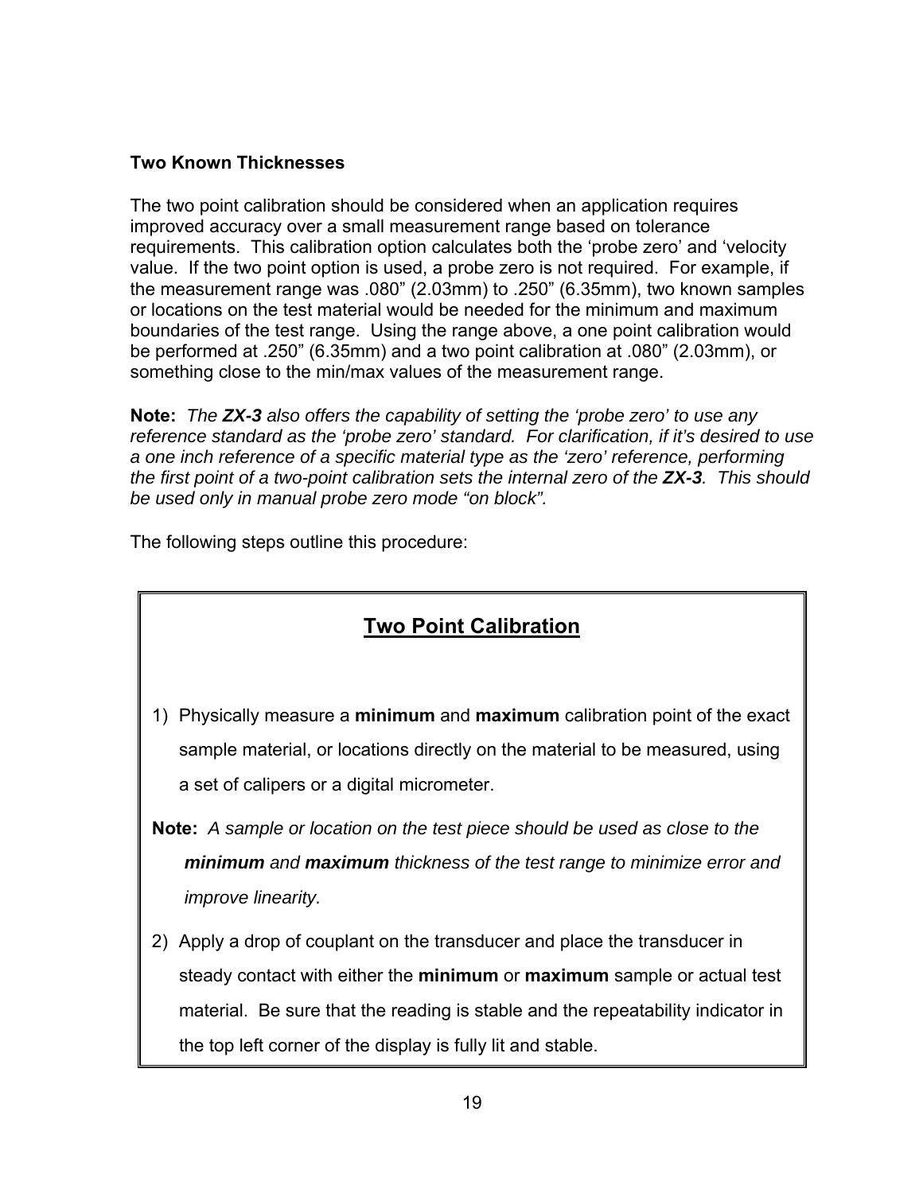### Two Known Thicknesses

The two point calibration should be considered when an application requires improved accuracy over a small measurement range based on tolerance requirements. This calibration option calculates both the 'probe zero' and 'velocity value. If the two point option is used, a probe zero is not required. For example, if the measurement range was .080" (2.03mm) to .250" (6.35mm), two known samples or locations on the test material would be needed for the minimum and maximum boundaries of the test range. Using the range above, a one point calibration would be performed at .250" (6.35mm) and a two point calibration at .080" (2.03mm), or something close to the min/max values of the measurement range.

**Note:** *The **ZX-3** also offers the capability of setting the 'probe zero' to use any reference standard as the 'probe zero' standard. For clarification, if it's desired to use a one inch reference of a specific material type as the 'zero' reference, performing the first point of a two-point calibration sets the internal zero of the **ZX-3**. This should be used only in manual probe zero mode "on block".*

The following steps outline this procedure:

## Two Point Calibration

1) Physically measure a **minimum** and **maximum** calibration point of the exact sample material, or locations directly on the material to be measured, using a set of calipers or a digital micrometer.

**Note:** *A sample or location on the test piece should be used as close to the **minimum** and **maximum** thickness of the test range to minimize error and improve linearity.*

2) Apply a drop of couplant on the transducer and place the transducer in steady contact with either the **minimum** or **maximum** sample or actual test material. Be sure that the reading is stable and the repeatability indicator in the top left corner of the display is fully lit and stable.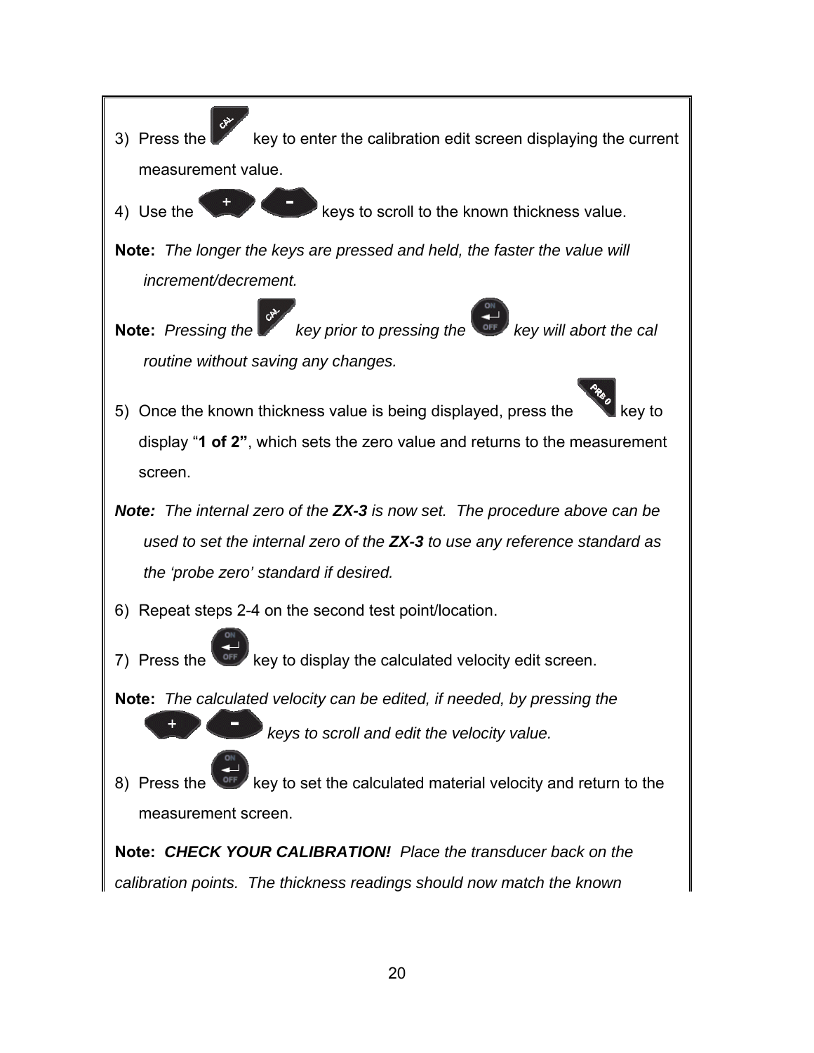3) Press the CAL key to enter the calibration edit screen displaying the current measurement value.

4) Use the + - keys to scroll to the known thickness value.

**Note:** *The longer the keys are pressed and held, the faster the value will increment/decrement.*

**Note:** *Pressing the CAL key prior to pressing the ON/OFF key will abort the cal routine without saving any changes.*

5) Once the known thickness value is being displayed, press the PRB 0 key to display "**1 of 2"**, which sets the zero value and returns to the measurement screen.

***Note:*** *The internal zero of the **ZX-3** is now set. The procedure above can be used to set the internal zero of the **ZX-3** to use any reference standard as the 'probe zero' standard if desired.*

6) Repeat steps 2-4 on the second test point/location.

7) Press the ON/OFF key to display the calculated velocity edit screen.

**Note:** *The calculated velocity can be edited, if needed, by pressing the + - keys to scroll and edit the velocity value.*

8) Press the ON/OFF key to set the calculated material velocity and return to the measurement screen.

**Note:** ***CHECK YOUR CALIBRATION!*** *Place the transducer back on the calibration points. The thickness readings should now match the known*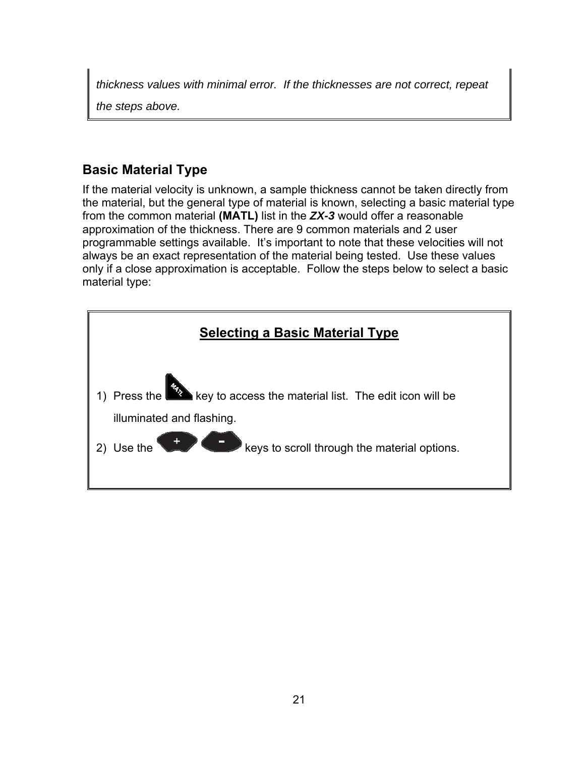*thickness values with minimal error. If the thicknesses are not correct, repeat the steps above.*

## Basic Material Type

If the material velocity is unknown, a sample thickness cannot be taken directly from the material, but the general type of material is known, selecting a basic material type from the common material **(MATL)** list in the ***ZX-3*** would offer a reasonable approximation of the thickness. There are 9 common materials and 2 user programmable settings available. It's important to note that these velocities will not always be an exact representation of the material being tested. Use these values only if a close approximation is acceptable. Follow the steps below to select a basic material type:

### Selecting a Basic Material Type

1) Press the MATL key to access the material list. The edit icon will be illuminated and flashing.
2) Use the + - keys to scroll through the material options.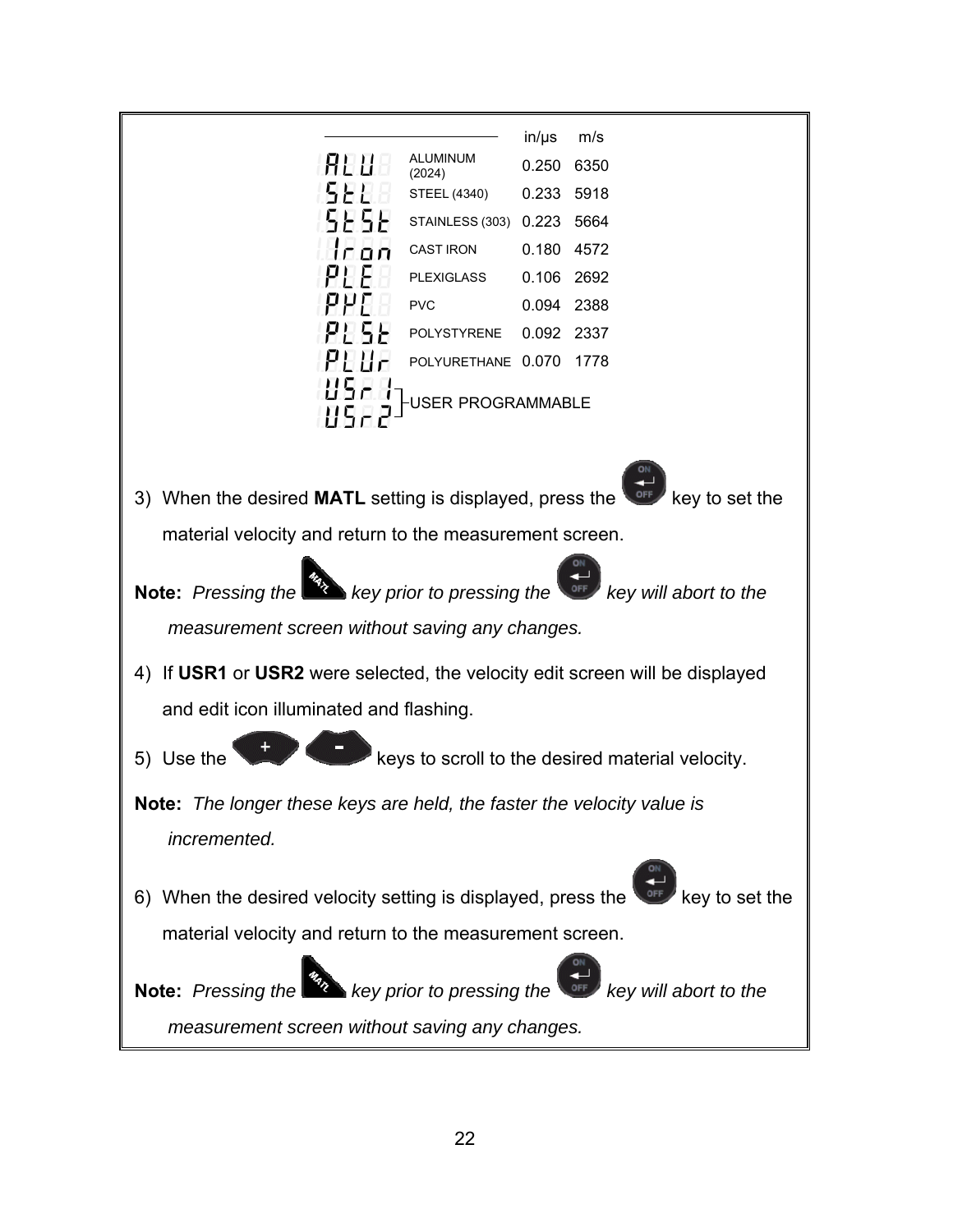| | | in/μs | m/s |
|---|---|---|---|
| ALU | ALUMINUM (2024) | 0.250 | 6350 |
| StL | STEEL (4340) | 0.233 | 5918 |
| StSt | STAINLESS (303) | 0.223 | 5664 |
| Iron | CAST IRON | 0.180 | 4572 |
| PLE | PLEXIGLASS | 0.106 | 2692 |
| PVC | PVC | 0.094 | 2388 |
| PLSt | POLYSTYRENE | 0.092 | 2337 |
| PLUr | POLYURETHANE | 0.070 | 1778 |
| USr1 | USER PROGRAMMABLE | | |
| USr2 | USER PROGRAMMABLE | | |

3) When the desired **MATL** setting is displayed, press the ON/OFF key to set the material velocity and return to the measurement screen.

**Note:** *Pressing the MATL key prior to pressing the ON/OFF key will abort to the measurement screen without saving any changes.*

4) If **USR1** or **USR2** were selected, the velocity edit screen will be displayed and edit icon illuminated and flashing.

5) Use the + - keys to scroll to the desired material velocity.

**Note:** *The longer these keys are held, the faster the velocity value is incremented.*

6) When the desired velocity setting is displayed, press the ON/OFF key to set the material velocity and return to the measurement screen.

**Note:** *Pressing the MATL key prior to pressing the ON/OFF key will abort to the measurement screen without saving any changes.*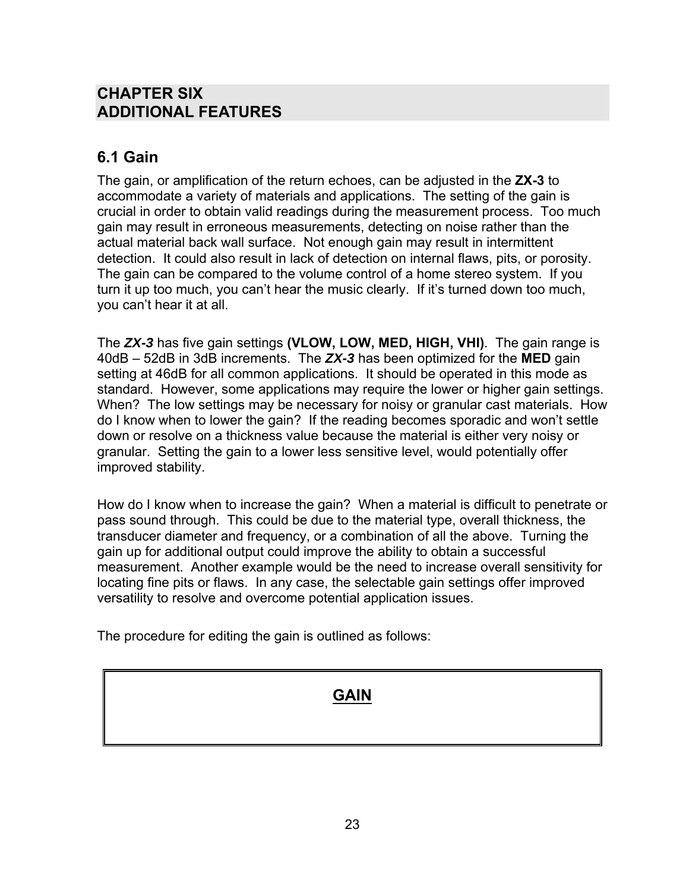# CHAPTER SIX
# ADDITIONAL FEATURES

## 6.1 Gain

The gain, or amplification of the return echoes, can be adjusted in the **ZX-3** to accommodate a variety of materials and applications. The setting of the gain is crucial in order to obtain valid readings during the measurement process. Too much gain may result in erroneous measurements, detecting on noise rather than the actual material back wall surface. Not enough gain may result in intermittent detection. It could also result in lack of detection on internal flaws, pits, or porosity. The gain can be compared to the volume control of a home stereo system. If you turn it up too much, you can't hear the music clearly. If it's turned down too much, you can't hear it at all.

The ***ZX-3*** has five gain settings **(VLOW, LOW, MED, HIGH, VHI)**. The gain range is 40dB – 52dB in 3dB increments. The ***ZX-3*** has been optimized for the **MED** gain setting at 46dB for all common applications. It should be operated in this mode as standard. However, some applications may require the lower or higher gain settings. When? The low settings may be necessary for noisy or granular cast materials. How do I know when to lower the gain? If the reading becomes sporadic and won't settle down or resolve on a thickness value because the material is either very noisy or granular. Setting the gain to a lower less sensitive level, would potentially offer improved stability.

How do I know when to increase the gain? When a material is difficult to penetrate or pass sound through. This could be due to the material type, overall thickness, the transducer diameter and frequency, or a combination of all the above. Turning the gain up for additional output could improve the ability to obtain a successful measurement. Another example would be the need to increase overall sensitivity for locating fine pits or flaws. In any case, the selectable gain settings offer improved versatility to resolve and overcome potential application issues.

The procedure for editing the gain is outlined as follows:

**GAIN**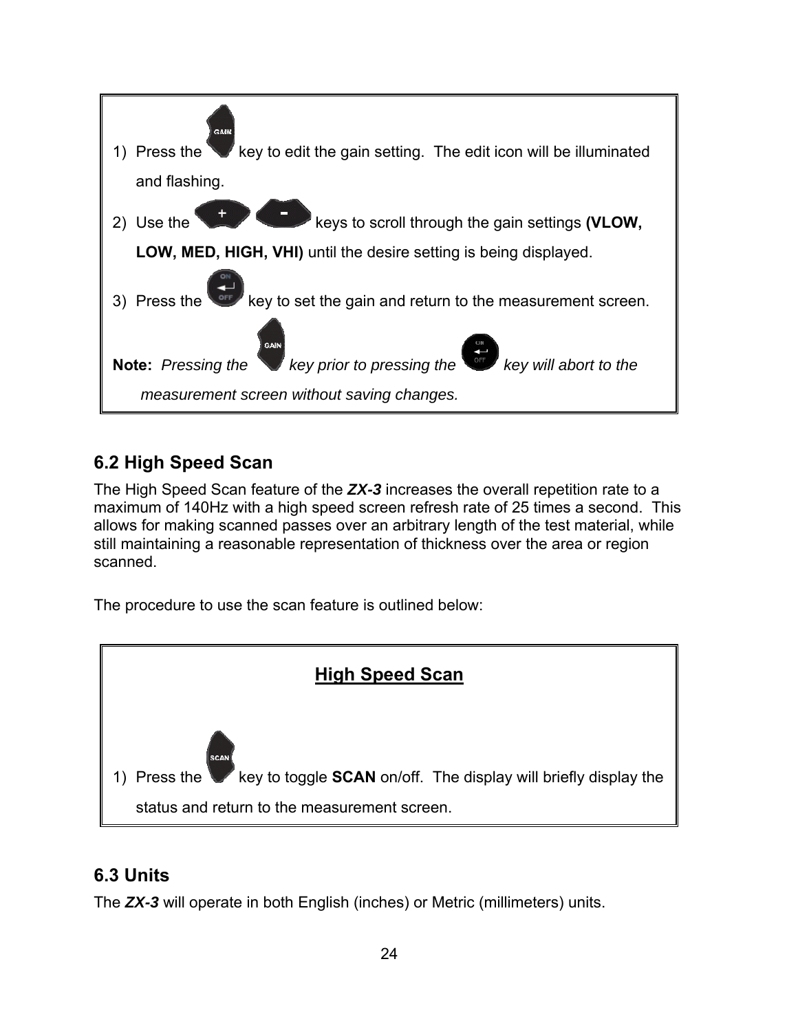1) Press the GAIN key to edit the gain setting. The edit icon will be illuminated and flashing.
2) Use the + - keys to scroll through the gain settings **(VLOW, LOW, MED, HIGH, VHI)** until the desire setting is being displayed.
3) Press the ON/OFF key to set the gain and return to the measurement screen.

**Note:** *Pressing the GAIN key prior to pressing the ON/OFF key will abort to the measurement screen without saving changes.*

## 6.2 High Speed Scan

The High Speed Scan feature of the ***ZX-3*** increases the overall repetition rate to a maximum of 140Hz with a high speed screen refresh rate of 25 times a second. This allows for making scanned passes over an arbitrary length of the test material, while still maintaining a reasonable representation of thickness over the area or region scanned.

The procedure to use the scan feature is outlined below:

**<u>High Speed Scan</u>**

1) Press the SCAN key to toggle **SCAN** on/off. The display will briefly display the status and return to the measurement screen.

## 6.3 Units

The ***ZX-3*** will operate in both English (inches) or Metric (millimeters) units.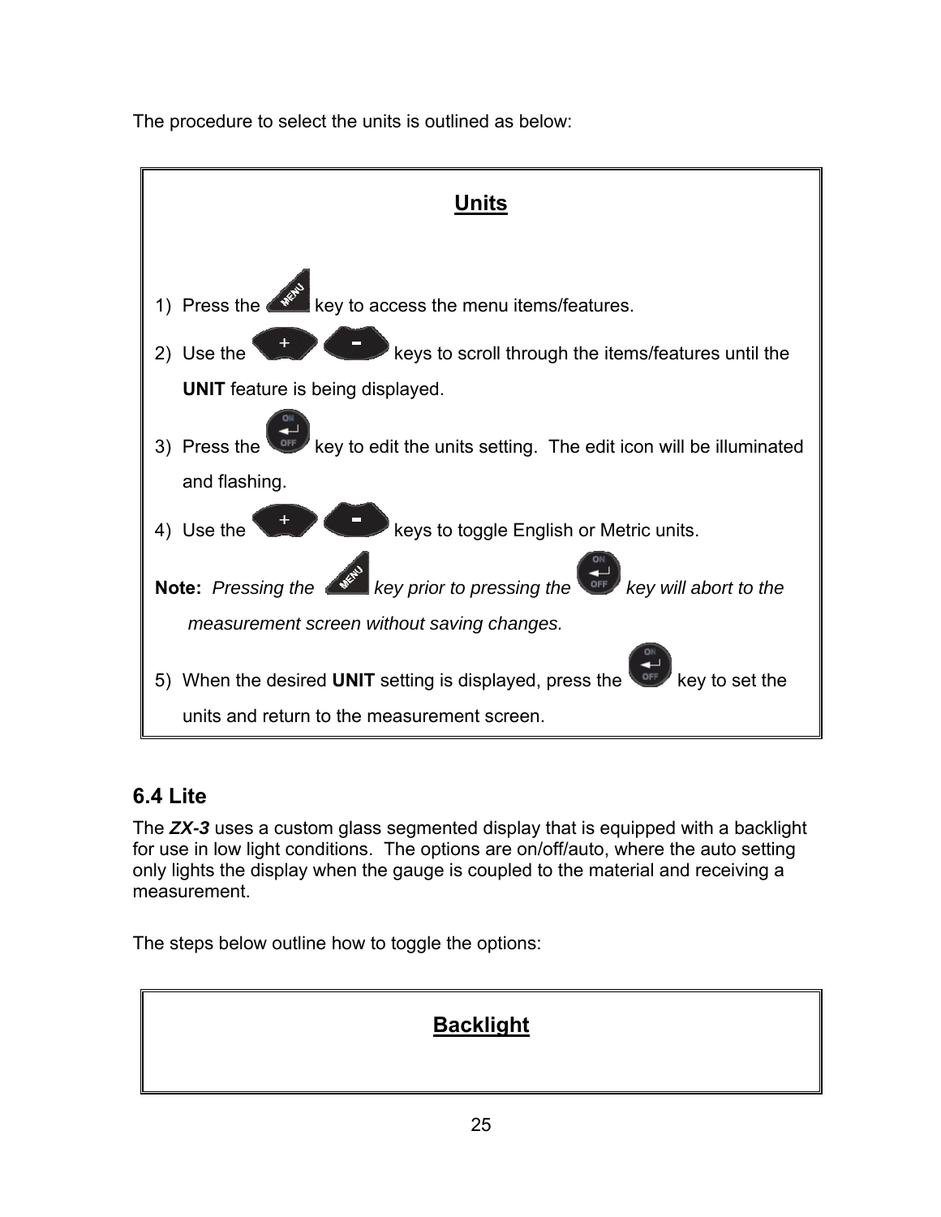The procedure to select the units is outlined as below:

**Units**

1) Press the MENU key to access the menu items/features.
2) Use the + - keys to scroll through the items/features until the **UNIT** feature is being displayed.
3) Press the ON/OFF key to edit the units setting. The edit icon will be illuminated and flashing.
4) Use the + - keys to toggle English or Metric units.

**Note:** *Pressing the MENU key prior to pressing the ON/OFF key will abort to the measurement screen without saving changes.*

5) When the desired **UNIT** setting is displayed, press the ON/OFF key to set the units and return to the measurement screen.

## 6.4 Lite

The ***ZX-3*** uses a custom glass segmented display that is equipped with a backlight for use in low light conditions. The options are on/off/auto, where the auto setting only lights the display when the gauge is coupled to the material and receiving a measurement.

The steps below outline how to toggle the options:

**Backlight**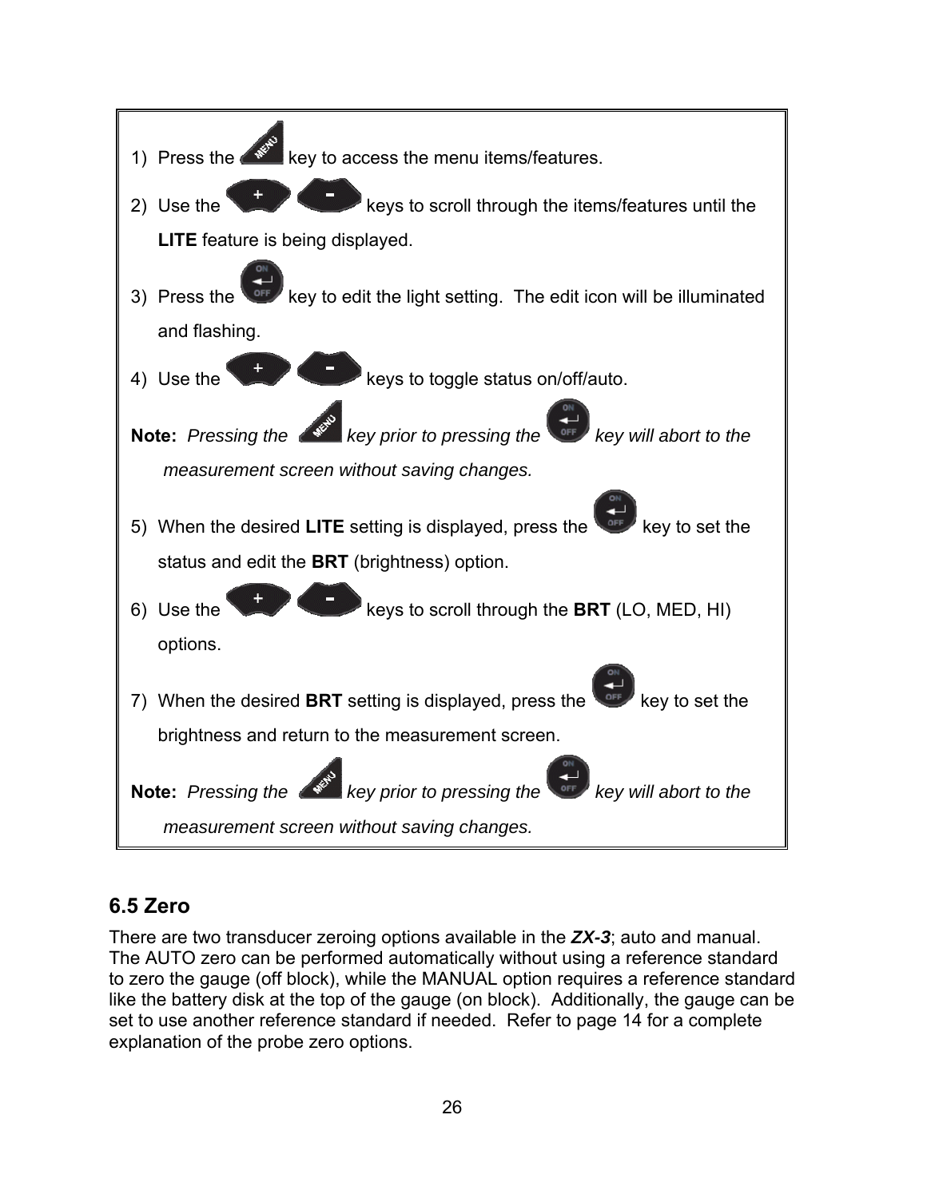1) Press the MENU key to access the menu items/features.
2) Use the + - keys to scroll through the items/features until the **LITE** feature is being displayed.
3) Press the ON/OFF key to edit the light setting. The edit icon will be illuminated and flashing.
4) Use the + - keys to toggle status on/off/auto.

**Note:** *Pressing the MENU key prior to pressing the ON/OFF key will abort to the measurement screen without saving changes.*

5) When the desired **LITE** setting is displayed, press the ON/OFF key to set the status and edit the **BRT** (brightness) option.
6) Use the + - keys to scroll through the **BRT** (LO, MED, HI) options.
7) When the desired **BRT** setting is displayed, press the ON/OFF key to set the brightness and return to the measurement screen.

**Note:** *Pressing the MENU key prior to pressing the ON/OFF key will abort to the measurement screen without saving changes.*

## 6.5 Zero

There are two transducer zeroing options available in the ***ZX-3***; auto and manual. The AUTO zero can be performed automatically without using a reference standard to zero the gauge (off block), while the MANUAL option requires a reference standard like the battery disk at the top of the gauge (on block). Additionally, the gauge can be set to use another reference standard if needed. Refer to page 14 for a complete explanation of the probe zero options.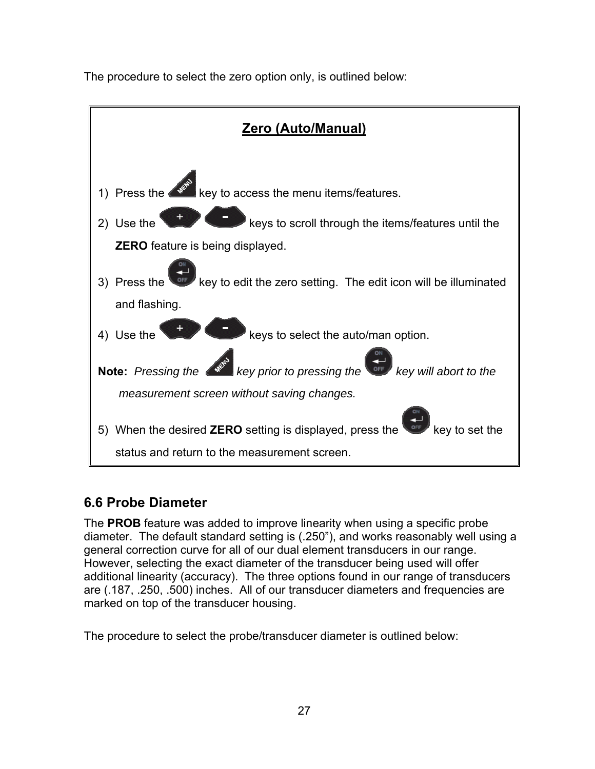The procedure to select the zero option only, is outlined below:

## Zero (Auto/Manual)

1) Press the MENU key to access the menu items/features.
2) Use the + - keys to scroll through the items/features until the **ZERO** feature is being displayed.
3) Press the ON/OFF key to edit the zero setting. The edit icon will be illuminated and flashing.
4) Use the + - keys to select the auto/man option.

**Note:** *Pressing the MENU key prior to pressing the ON/OFF key will abort to the measurement screen without saving changes.*

5) When the desired **ZERO** setting is displayed, press the ON/OFF key to set the status and return to the measurement screen.

## 6.6 Probe Diameter

The **PROB** feature was added to improve linearity when using a specific probe diameter. The default standard setting is (.250"), and works reasonably well using a general correction curve for all of our dual element transducers in our range. However, selecting the exact diameter of the transducer being used will offer additional linearity (accuracy). The three options found in our range of transducers are (.187, .250, .500) inches. All of our transducer diameters and frequencies are marked on top of the transducer housing.

The procedure to select the probe/transducer diameter is outlined below: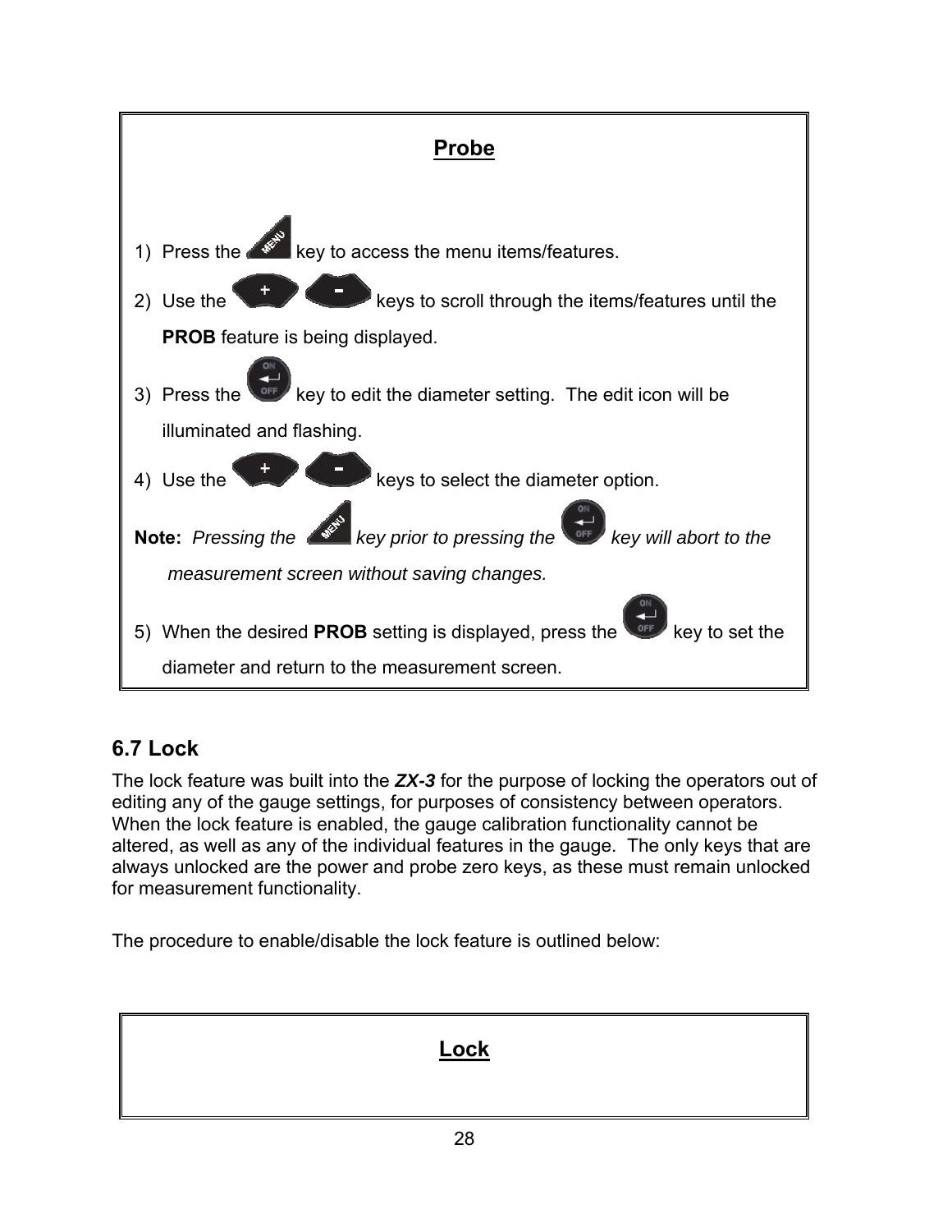**Probe**

1) Press the MENU key to access the menu items/features.
2) Use the + - keys to scroll through the items/features until the **PROB** feature is being displayed.
3) Press the ON/OFF key to edit the diameter setting. The edit icon will be illuminated and flashing.
4) Use the + - keys to select the diameter option.

**Note:** *Pressing the MENU key prior to pressing the ON/OFF key will abort to the measurement screen without saving changes.*

5) When the desired **PROB** setting is displayed, press the ON/OFF key to set the diameter and return to the measurement screen.

## 6.7 Lock

The lock feature was built into the ***ZX-3*** for the purpose of locking the operators out of editing any of the gauge settings, for purposes of consistency between operators. When the lock feature is enabled, the gauge calibration functionality cannot be altered, as well as any of the individual features in the gauge. The only keys that are always unlocked are the power and probe zero keys, as these must remain unlocked for measurement functionality.

The procedure to enable/disable the lock feature is outlined below:

**Lock**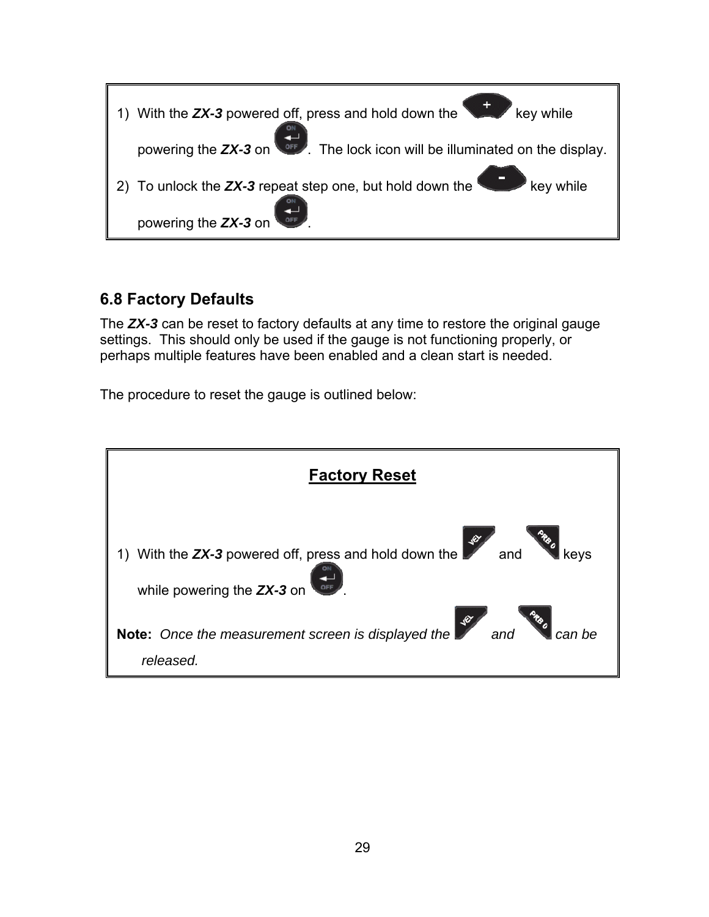1) With the ***ZX-3*** powered off, press and hold down the + key while powering the ***ZX-3*** on ON/OFF. The lock icon will be illuminated on the display.

2) To unlock the ***ZX-3*** repeat step one, but hold down the - key while powering the ***ZX-3*** on ON/OFF.

## 6.8 Factory Defaults

The ***ZX-3*** can be reset to factory defaults at any time to restore the original gauge settings. This should only be used if the gauge is not functioning properly, or perhaps multiple features have been enabled and a clean start is needed.

The procedure to reset the gauge is outlined below:

**Factory Reset**

1) With the ***ZX-3*** powered off, press and hold down the VEL and PRB 0 keys while powering the ***ZX-3*** on ON/OFF.

**Note:** *Once the measurement screen is displayed the* VEL *and* PRB 0 *can be released.*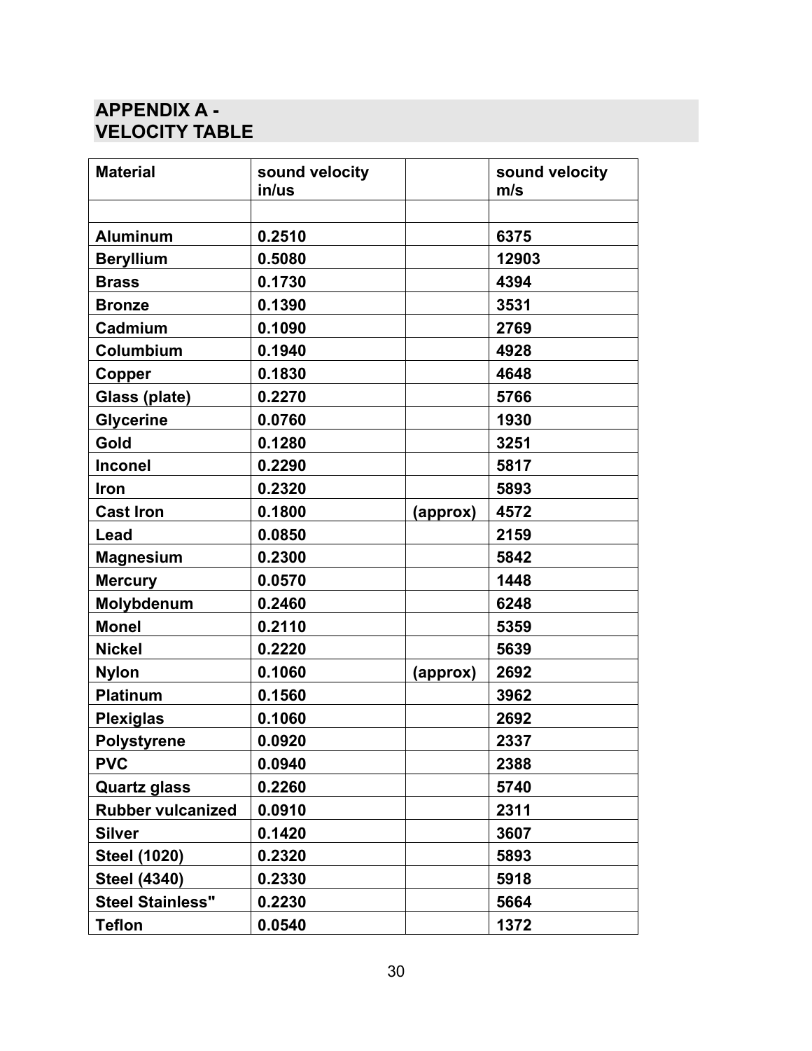## APPENDIX A - VELOCITY TABLE

| Material | sound velocity in/us | | sound velocity m/s |
|---|---|---|---|
| | | | |
| Aluminum | 0.2510 | | 6375 |
| Beryllium | 0.5080 | | 12903 |
| Brass | 0.1730 | | 4394 |
| Bronze | 0.1390 | | 3531 |
| Cadmium | 0.1090 | | 2769 |
| Columbium | 0.1940 | | 4928 |
| Copper | 0.1830 | | 4648 |
| Glass (plate) | 0.2270 | | 5766 |
| Glycerine | 0.0760 | | 1930 |
| Gold | 0.1280 | | 3251 |
| Inconel | 0.2290 | | 5817 |
| Iron | 0.2320 | | 5893 |
| Cast Iron | 0.1800 | (approx) | 4572 |
| Lead | 0.0850 | | 2159 |
| Magnesium | 0.2300 | | 5842 |
| Mercury | 0.0570 | | 1448 |
| Molybdenum | 0.2460 | | 6248 |
| Monel | 0.2110 | | 5359 |
| Nickel | 0.2220 | | 5639 |
| Nylon | 0.1060 | (approx) | 2692 |
| Platinum | 0.1560 | | 3962 |
| Plexiglas | 0.1060 | | 2692 |
| Polystyrene | 0.0920 | | 2337 |
| PVC | 0.0940 | | 2388 |
| Quartz glass | 0.2260 | | 5740 |
| Rubber vulcanized | 0.0910 | | 2311 |
| Silver | 0.1420 | | 3607 |
| Steel (1020) | 0.2320 | | 5893 |
| Steel (4340) | 0.2330 | | 5918 |
| Steel Stainless" | 0.2230 | | 5664 |
| Teflon | 0.0540 | | 1372 |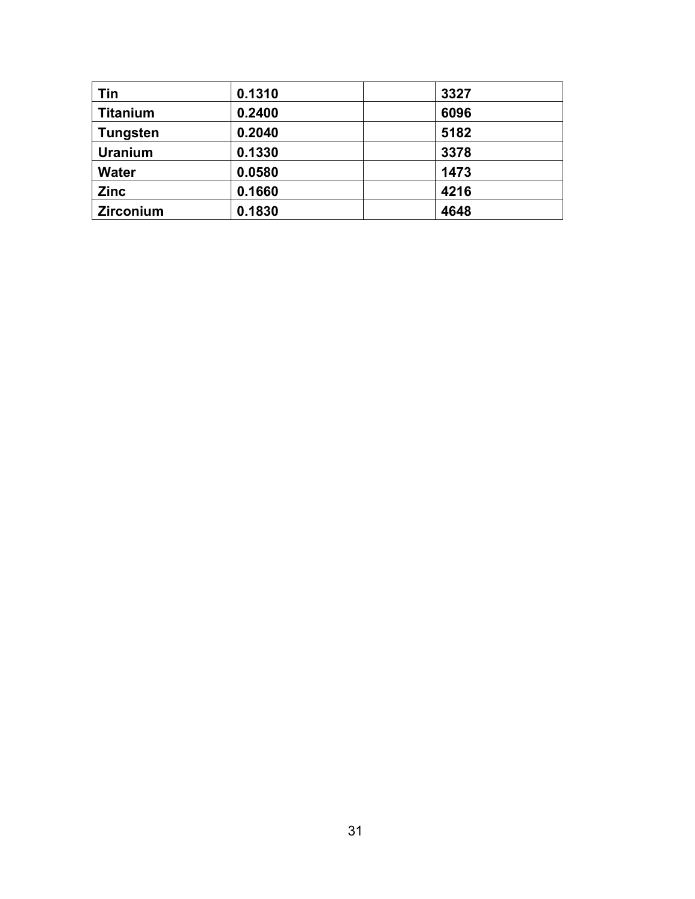| Tin | 0.1310 | | 3327 |
|---|---|---|---|
| Titanium | 0.2400 | | 6096 |
| Tungsten | 0.2040 | | 5182 |
| Uranium | 0.1330 | | 3378 |
| Water | 0.0580 | | 1473 |
| Zinc | 0.1660 | | 4216 |
| Zirconium | 0.1830 | | 4648 |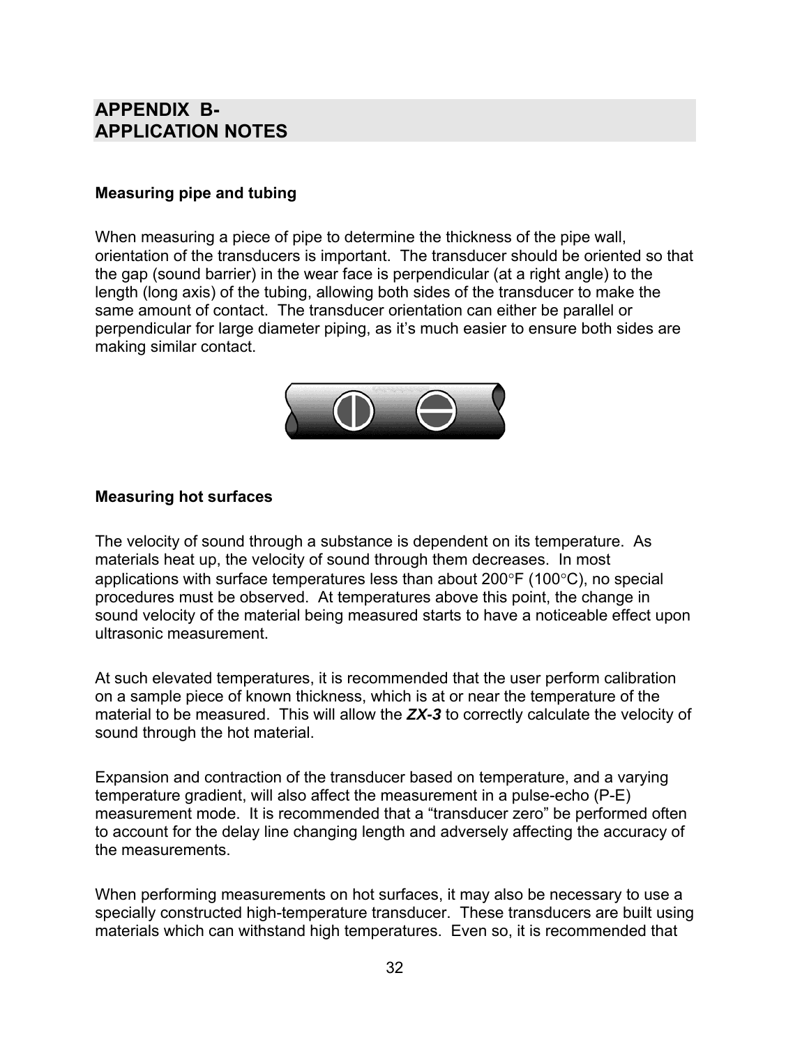# APPENDIX B- APPLICATION NOTES

### Measuring pipe and tubing

When measuring a piece of pipe to determine the thickness of the pipe wall, orientation of the transducers is important. The transducer should be oriented so that the gap (sound barrier) in the wear face is perpendicular (at a right angle) to the length (long axis) of the tubing, allowing both sides of the transducer to make the same amount of contact. The transducer orientation can either be parallel or perpendicular for large diameter piping, as it's much easier to ensure both sides are making similar contact.

### Measuring hot surfaces

The velocity of sound through a substance is dependent on its temperature. As materials heat up, the velocity of sound through them decreases. In most applications with surface temperatures less than about 200°F (100°C), no special procedures must be observed. At temperatures above this point, the change in sound velocity of the material being measured starts to have a noticeable effect upon ultrasonic measurement.

At such elevated temperatures, it is recommended that the user perform calibration on a sample piece of known thickness, which is at or near the temperature of the material to be measured. This will allow the ***ZX-3*** to correctly calculate the velocity of sound through the hot material.

Expansion and contraction of the transducer based on temperature, and a varying temperature gradient, will also affect the measurement in a pulse-echo (P-E) measurement mode. It is recommended that a "transducer zero" be performed often to account for the delay line changing length and adversely affecting the accuracy of the measurements.

When performing measurements on hot surfaces, it may also be necessary to use a specially constructed high-temperature transducer. These transducers are built using materials which can withstand high temperatures. Even so, it is recommended that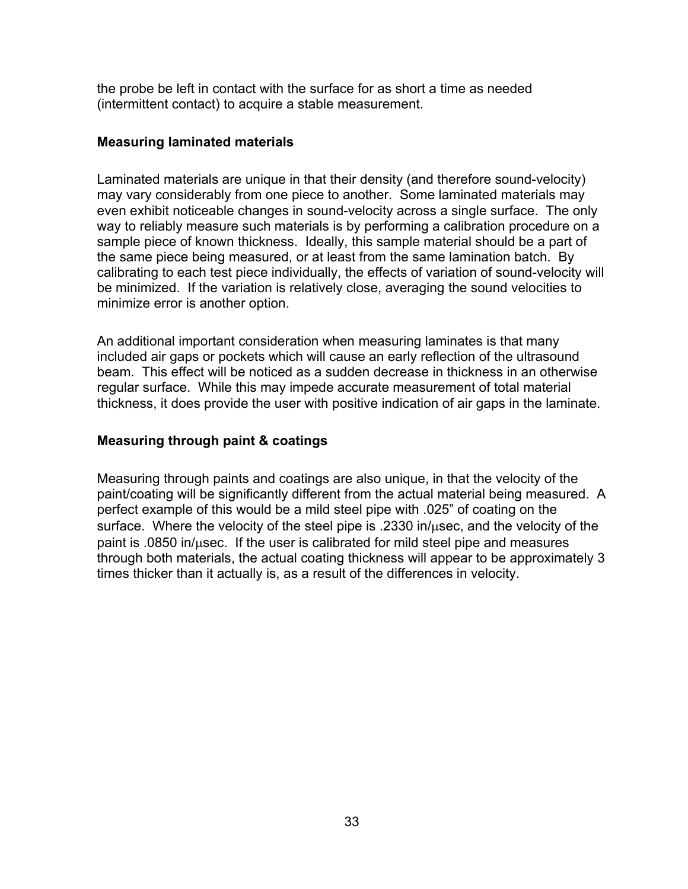the probe be left in contact with the surface for as short a time as needed (intermittent contact) to acquire a stable measurement.

### Measuring laminated materials

Laminated materials are unique in that their density (and therefore sound-velocity) may vary considerably from one piece to another. Some laminated materials may even exhibit noticeable changes in sound-velocity across a single surface. The only way to reliably measure such materials is by performing a calibration procedure on a sample piece of known thickness. Ideally, this sample material should be a part of the same piece being measured, or at least from the same lamination batch. By calibrating to each test piece individually, the effects of variation of sound-velocity will be minimized. If the variation is relatively close, averaging the sound velocities to minimize error is another option.

An additional important consideration when measuring laminates is that many included air gaps or pockets which will cause an early reflection of the ultrasound beam. This effect will be noticed as a sudden decrease in thickness in an otherwise regular surface. While this may impede accurate measurement of total material thickness, it does provide the user with positive indication of air gaps in the laminate.

### Measuring through paint & coatings

Measuring through paints and coatings are also unique, in that the velocity of the paint/coating will be significantly different from the actual material being measured. A perfect example of this would be a mild steel pipe with .025" of coating on the surface. Where the velocity of the steel pipe is .2330 in/$\mu$sec, and the velocity of the paint is .0850 in/$\mu$sec. If the user is calibrated for mild steel pipe and measures through both materials, the actual coating thickness will appear to be approximately 3 times thicker than it actually is, as a result of the differences in velocity.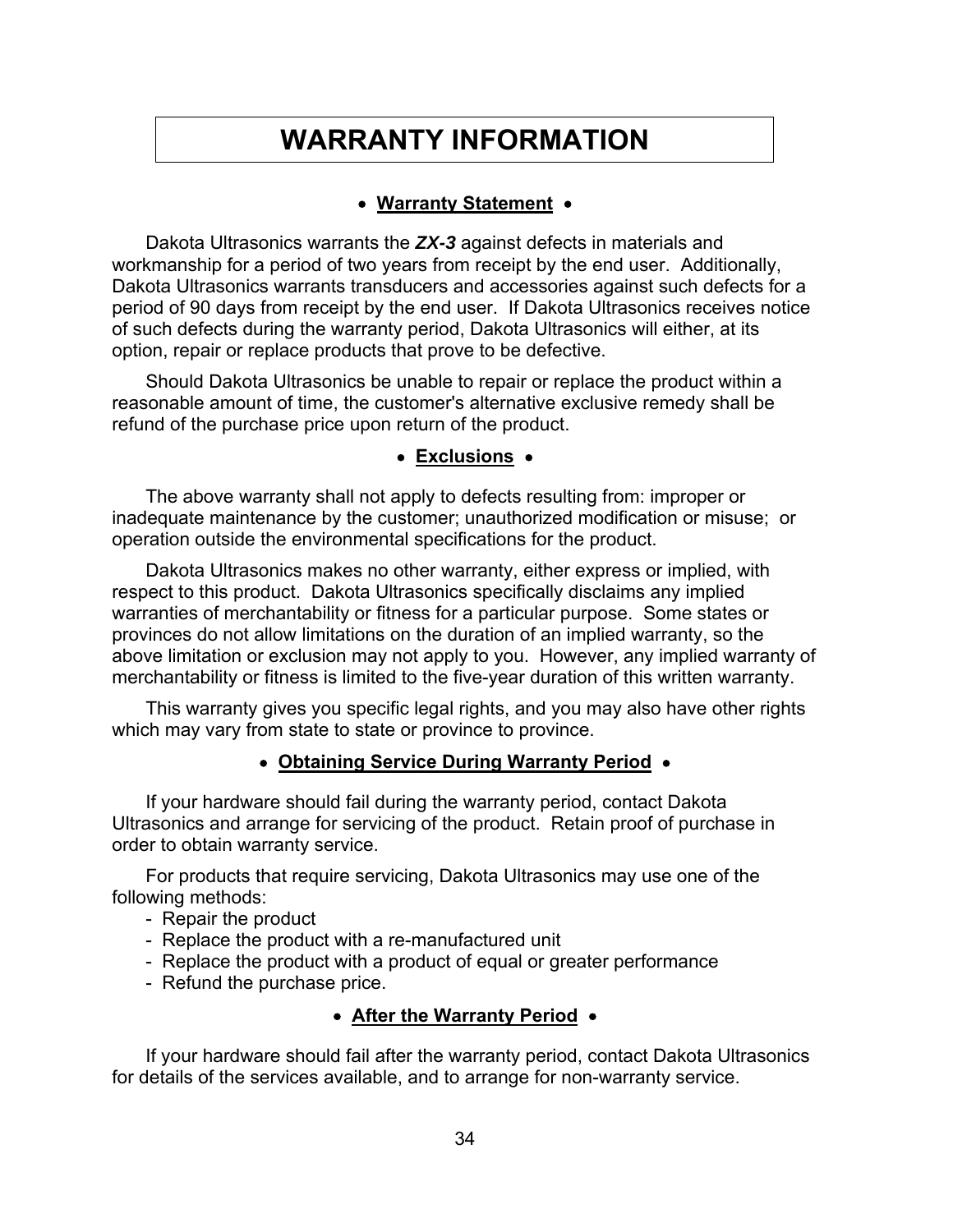# WARRANTY INFORMATION

### • Warranty Statement •

Dakota Ultrasonics warrants the ***ZX-3*** against defects in materials and workmanship for a period of two years from receipt by the end user. Additionally, Dakota Ultrasonics warrants transducers and accessories against such defects for a period of 90 days from receipt by the end user. If Dakota Ultrasonics receives notice of such defects during the warranty period, Dakota Ultrasonics will either, at its option, repair or replace products that prove to be defective.

Should Dakota Ultrasonics be unable to repair or replace the product within a reasonable amount of time, the customer's alternative exclusive remedy shall be refund of the purchase price upon return of the product.

### • Exclusions •

The above warranty shall not apply to defects resulting from: improper or inadequate maintenance by the customer; unauthorized modification or misuse; or operation outside the environmental specifications for the product.

Dakota Ultrasonics makes no other warranty, either express or implied, with respect to this product. Dakota Ultrasonics specifically disclaims any implied warranties of merchantability or fitness for a particular purpose. Some states or provinces do not allow limitations on the duration of an implied warranty, so the above limitation or exclusion may not apply to you. However, any implied warranty of merchantability or fitness is limited to the five-year duration of this written warranty.

This warranty gives you specific legal rights, and you may also have other rights which may vary from state to state or province to province.

### • Obtaining Service During Warranty Period •

If your hardware should fail during the warranty period, contact Dakota Ultrasonics and arrange for servicing of the product. Retain proof of purchase in order to obtain warranty service.

For products that require servicing, Dakota Ultrasonics may use one of the following methods:

- Repair the product
- Replace the product with a re-manufactured unit
- Replace the product with a product of equal or greater performance
- Refund the purchase price.

### • After the Warranty Period •

If your hardware should fail after the warranty period, contact Dakota Ultrasonics for details of the services available, and to arrange for non-warranty service.